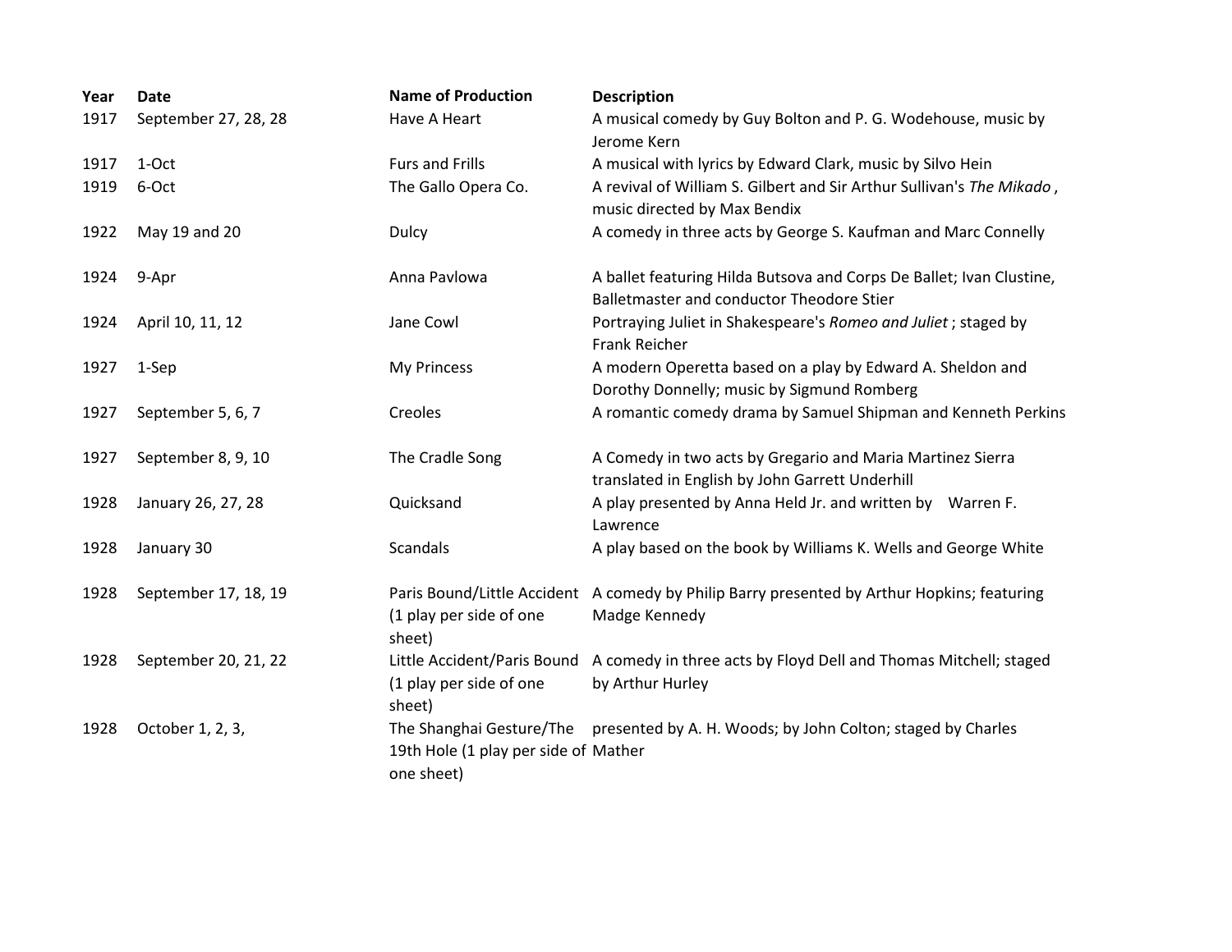| Year | Date | Name of Production | Description |
|---|---|---|---|
| 1917 | September 27, 28, 28 | Have A Heart | A musical comedy by Guy Bolton and P. G. Wodehouse, music by Jerome Kern |
| 1917 | 1-Oct | Furs and Frills | A musical with lyrics by Edward Clark, music by Silvo Hein |
| 1919 | 6-Oct | The Gallo Opera Co. | A revival of William S. Gilbert and Sir Arthur Sullivan's *The Mikado* , music directed by Max Bendix |
| 1922 | May 19 and 20 | Dulcy | A comedy in three acts by George S. Kaufman and Marc Connelly |
| 1924 | 9-Apr | Anna Pavlowa | A ballet featuring Hilda Butsova and Corps De Ballet; Ivan Clustine, Balletmaster and conductor Theodore Stier |
| 1924 | April 10, 11, 12 | Jane Cowl | Portraying Juliet in Shakespeare's *Romeo and Juliet* ; staged by Frank Reicher |
| 1927 | 1-Sep | My Princess | A modern Operetta based on a play by Edward A. Sheldon and Dorothy Donnelly; music by Sigmund Romberg |
| 1927 | September 5, 6, 7 | Creoles | A romantic comedy drama by Samuel Shipman and Kenneth Perkins |
| 1927 | September 8, 9, 10 | The Cradle Song | A Comedy in two acts by Gregario and Maria Martinez Sierra translated in English by John Garrett Underhill |
| 1928 | January 26, 27, 28 | Quicksand | A play presented by Anna Held Jr. and written by Warren F. Lawrence |
| 1928 | January 30 | Scandals | A play based on the book by Williams K. Wells and George White |
| 1928 | September 17, 18, 19 | Paris Bound/Little Accident (1 play per side of one sheet) | A comedy by Philip Barry presented by Arthur Hopkins; featuring Madge Kennedy |
| 1928 | September 20, 21, 22 | Little Accident/Paris Bound (1 play per side of one sheet) | A comedy in three acts by Floyd Dell and Thomas Mitchell; staged by Arthur Hurley |
| 1928 | October 1, 2, 3, | The Shanghai Gesture/The 19th Hole (1 play per side of one sheet) | presented by A. H. Woods; by John Colton; staged by Charles Mather |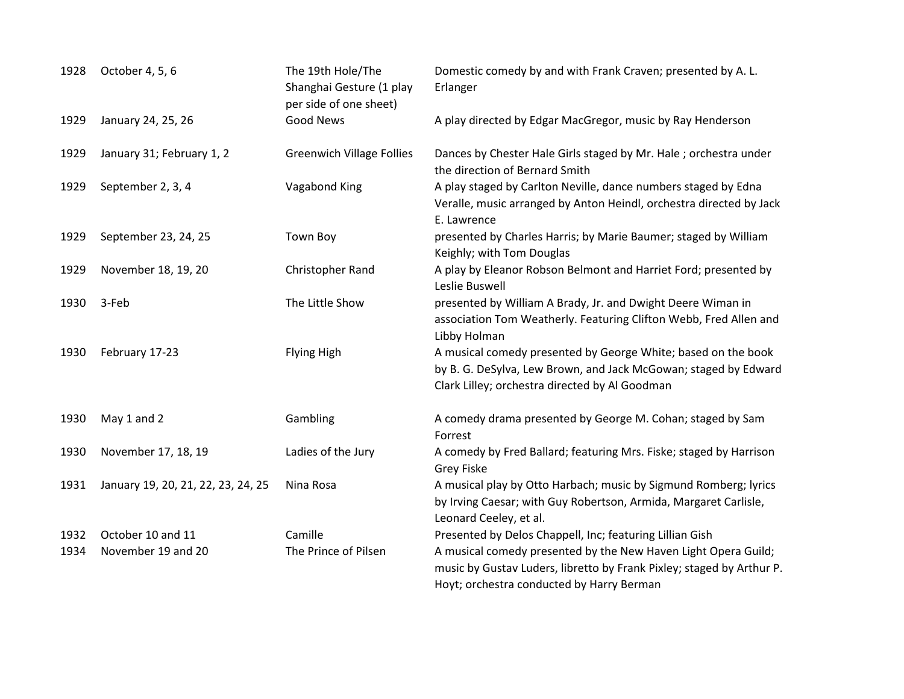| | | | |
|---|---|---|---|
| 1928 | October 4, 5, 6 | The 19th Hole/The Shanghai Gesture (1 play per side of one sheet) | Domestic comedy by and with Frank Craven; presented by A. L. Erlanger |
| 1929 | January 24, 25, 26 | Good News | A play directed by Edgar MacGregor, music by Ray Henderson |
| 1929 | January 31; February 1, 2 | Greenwich Village Follies | Dances by Chester Hale Girls staged by Mr. Hale ; orchestra under the direction of Bernard Smith |
| 1929 | September 2, 3, 4 | Vagabond King | A play staged by Carlton Neville, dance numbers staged by Edna Veralle, music arranged by Anton Heindl, orchestra directed by Jack E. Lawrence |
| 1929 | September 23, 24, 25 | Town Boy | presented by Charles Harris; by Marie Baumer; staged by William Keighly; with Tom Douglas |
| 1929 | November 18, 19, 20 | Christopher Rand | A play by Eleanor Robson Belmont and Harriet Ford; presented by Leslie Buswell |
| 1930 | 3-Feb | The Little Show | presented by William A Brady, Jr. and Dwight Deere Wiman in association Tom Weatherly. Featuring Clifton Webb, Fred Allen and Libby Holman |
| 1930 | February 17-23 | Flying High | A musical comedy presented by George White; based on the book by B. G. DeSylva, Lew Brown, and Jack McGowan; staged by Edward Clark Lilley; orchestra directed by Al Goodman |
| 1930 | May 1 and 2 | Gambling | A comedy drama presented by George M. Cohan; staged by Sam Forrest |
| 1930 | November 17, 18, 19 | Ladies of the Jury | A comedy by Fred Ballard; featuring Mrs. Fiske; staged by Harrison Grey Fiske |
| 1931 | January 19, 20, 21, 22, 23, 24, 25 | Nina Rosa | A musical play by Otto Harbach; music by Sigmund Romberg; lyrics by Irving Caesar; with Guy Robertson, Armida, Margaret Carlisle, Leonard Ceeley, et al. |
| 1932 | October 10 and 11 | Camille | Presented by Delos Chappell, Inc; featuring Lillian Gish |
| 1934 | November 19 and 20 | The Prince of Pilsen | A musical comedy presented by the New Haven Light Opera Guild; music by Gustav Luders, libretto by Frank Pixley; staged by Arthur P. Hoyt; orchestra conducted by Harry Berman |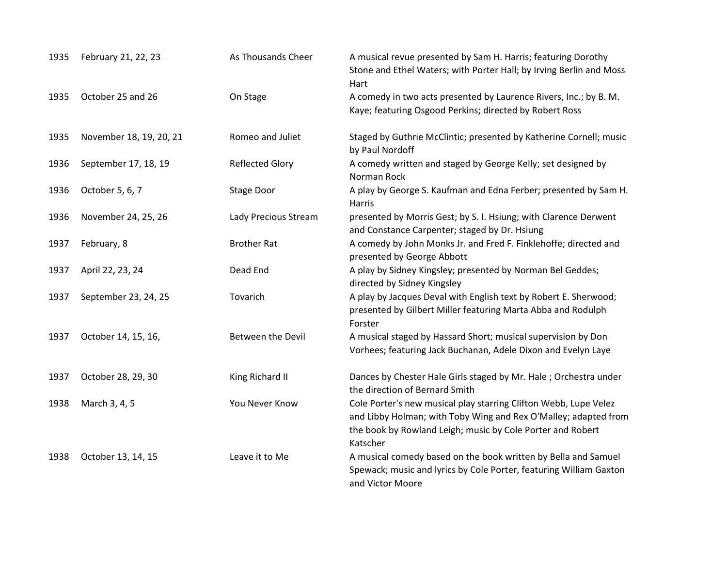| | | | |
|---|---|---|---|
| 1935 | February 21, 22, 23 | As Thousands Cheer | A musical revue presented by Sam H. Harris; featuring Dorothy Stone and Ethel Waters; with Porter Hall; by Irving Berlin and Moss Hart |
| 1935 | October 25 and 26 | On Stage | A comedy in two acts presented by Laurence Rivers, Inc.; by B. M. Kaye; featuring Osgood Perkins; directed by Robert Ross |
| 1935 | November 18, 19, 20, 21 | Romeo and Juliet | Staged by Guthrie McClintic; presented by Katherine Cornell; music by Paul Nordoff |
| 1936 | September 17, 18, 19 | Reflected Glory | A comedy written and staged by George Kelly; set designed by Norman Rock |
| 1936 | October 5, 6, 7 | Stage Door | A play by George S. Kaufman and Edna Ferber; presented by Sam H. Harris |
| 1936 | November 24, 25, 26 | Lady Precious Stream | presented by Morris Gest; by S. I. Hsiung; with Clarence Derwent and Constance Carpenter; staged by Dr. Hsiung |
| 1937 | February, 8 | Brother Rat | A comedy by John Monks Jr. and Fred F. Finklehoffe; directed and presented by George Abbott |
| 1937 | April 22, 23, 24 | Dead End | A play by Sidney Kingsley; presented by Norman Bel Geddes; directed by Sidney Kingsley |
| 1937 | September 23, 24, 25 | Tovarich | A play by Jacques Deval with English text by Robert E. Sherwood; presented by Gilbert Miller featuring Marta Abba and Rodulph Forster |
| 1937 | October 14, 15, 16, | Between the Devil | A musical staged by Hassard Short; musical supervision by Don Vorhees; featuring Jack Buchanan, Adele Dixon and Evelyn Laye |
| 1937 | October 28, 29, 30 | King Richard II | Dances by Chester Hale Girls staged by Mr. Hale ; Orchestra under the direction of Bernard Smith |
| 1938 | March 3, 4, 5 | You Never Know | Cole Porter's new musical play starring Clifton Webb, Lupe Velez and Libby Holman; with Toby Wing and Rex O'Malley; adapted from the book by Rowland Leigh; music by Cole Porter and Robert Katscher |
| 1938 | October 13, 14, 15 | Leave it to Me | A musical comedy based on the book written by Bella and Samuel Spewack; music and lyrics by Cole Porter, featuring William Gaxton and Victor Moore |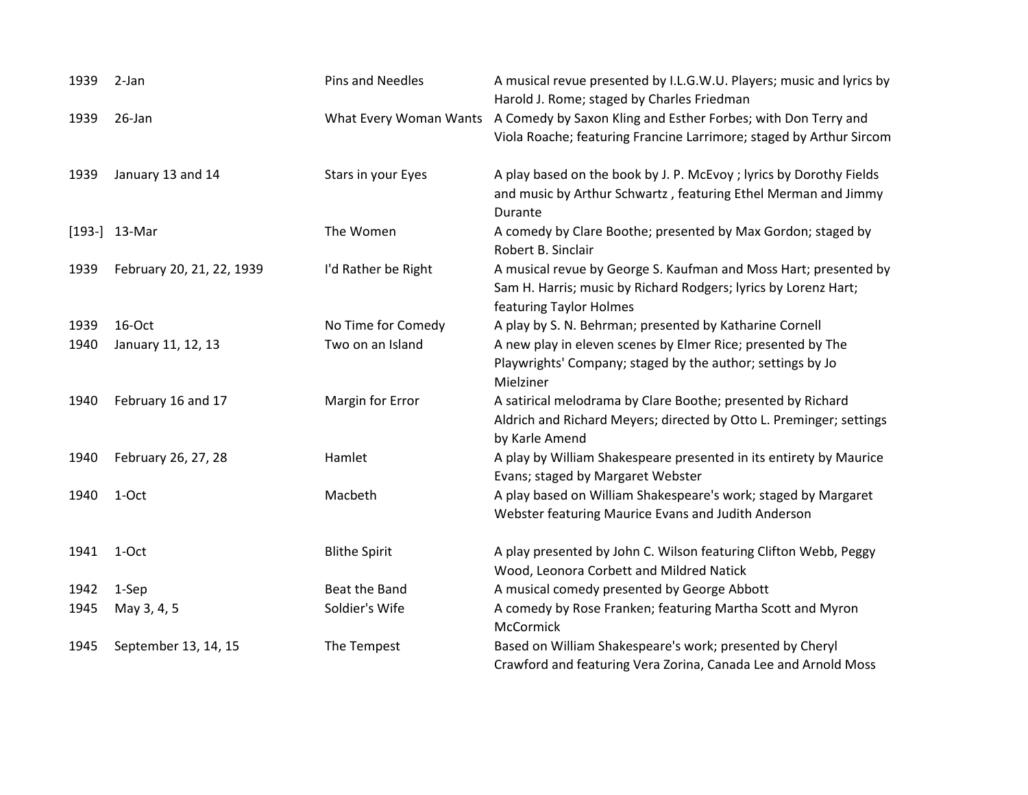| | | | |
|---|---|---|---|
| 1939 | 2-Jan | Pins and Needles | A musical revue presented by I.L.G.W.U. Players; music and lyrics by Harold J. Rome; staged by Charles Friedman |
| 1939 | 26-Jan | What Every Woman Wants | A Comedy by Saxon Kling and Esther Forbes; with Don Terry and Viola Roache; featuring Francine Larrimore; staged by Arthur Sircom |
| 1939 | January 13 and 14 | Stars in your Eyes | A play based on the book by J. P. McEvoy ; lyrics by Dorothy Fields and music by Arthur Schwartz , featuring Ethel Merman and Jimmy Durante |
| [193-] | 13-Mar | The Women | A comedy by Clare Boothe; presented by Max Gordon; staged by Robert B. Sinclair |
| 1939 | February 20, 21, 22, 1939 | I'd Rather be Right | A musical revue by George S. Kaufman and Moss Hart; presented by Sam H. Harris; music by Richard Rodgers; lyrics by Lorenz Hart; featuring Taylor Holmes |
| 1939 | 16-Oct | No Time for Comedy | A play by S. N. Behrman; presented by Katharine Cornell |
| 1940 | January 11, 12, 13 | Two on an Island | A new play in eleven scenes by Elmer Rice; presented by The Playwrights' Company; staged by the author; settings by Jo Mielziner |
| 1940 | February 16 and 17 | Margin for Error | A satirical melodrama by Clare Boothe; presented by Richard Aldrich and Richard Meyers; directed by Otto L. Preminger; settings by Karle Amend |
| 1940 | February 26, 27, 28 | Hamlet | A play by William Shakespeare presented in its entirety by Maurice Evans; staged by Margaret Webster |
| 1940 | 1-Oct | Macbeth | A play based on William Shakespeare's work; staged by Margaret Webster featuring Maurice Evans and Judith Anderson |
| 1941 | 1-Oct | Blithe Spirit | A play presented by John C. Wilson featuring Clifton Webb, Peggy Wood, Leonora Corbett and Mildred Natick |
| 1942 | 1-Sep | Beat the Band | A musical comedy presented by George Abbott |
| 1945 | May 3, 4, 5 | Soldier's Wife | A comedy by Rose Franken; featuring Martha Scott and Myron McCormick |
| 1945 | September 13, 14, 15 | The Tempest | Based on William Shakespeare's work; presented by Cheryl Crawford and featuring Vera Zorina, Canada Lee and Arnold Moss |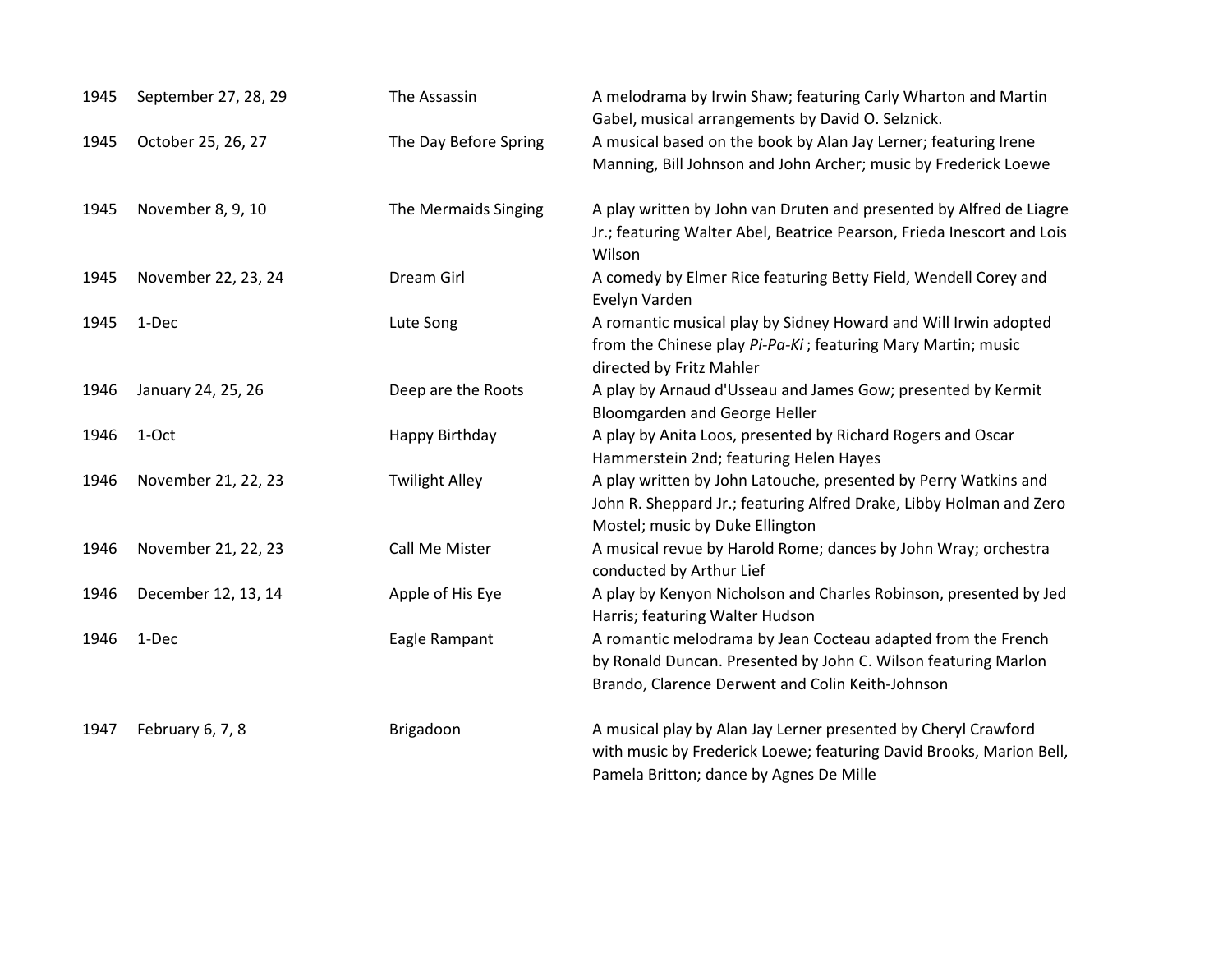| | | | |
|---|---|---|---|
| 1945 | September 27, 28, 29 | The Assassin | A melodrama by Irwin Shaw; featuring Carly Wharton and Martin Gabel, musical arrangements by David O. Selznick. |
| 1945 | October 25, 26, 27 | The Day Before Spring | A musical based on the book by Alan Jay Lerner; featuring Irene Manning, Bill Johnson and John Archer; music by Frederick Loewe |
| 1945 | November 8, 9, 10 | The Mermaids Singing | A play written by John van Druten and presented by Alfred de Liagre Jr.; featuring Walter Abel, Beatrice Pearson, Frieda Inescort and Lois Wilson |
| 1945 | November 22, 23, 24 | Dream Girl | A comedy by Elmer Rice featuring Betty Field, Wendell Corey and Evelyn Varden |
| 1945 | 1-Dec | Lute Song | A romantic musical play by Sidney Howard and Will Irwin adopted from the Chinese play *Pi-Pa-Ki* ; featuring Mary Martin; music directed by Fritz Mahler |
| 1946 | January 24, 25, 26 | Deep are the Roots | A play by Arnaud d'Usseau and James Gow; presented by Kermit Bloomgarden and George Heller |
| 1946 | 1-Oct | Happy Birthday | A play by Anita Loos, presented by Richard Rogers and Oscar Hammerstein 2nd; featuring Helen Hayes |
| 1946 | November 21, 22, 23 | Twilight Alley | A play written by John Latouche, presented by Perry Watkins and John R. Sheppard Jr.; featuring Alfred Drake, Libby Holman and Zero Mostel; music by Duke Ellington |
| 1946 | November 21, 22, 23 | Call Me Mister | A musical revue by Harold Rome; dances by John Wray; orchestra conducted by Arthur Lief |
| 1946 | December 12, 13, 14 | Apple of His Eye | A play by Kenyon Nicholson and Charles Robinson, presented by Jed Harris; featuring Walter Hudson |
| 1946 | 1-Dec | Eagle Rampant | A romantic melodrama by Jean Cocteau adapted from the French by Ronald Duncan. Presented by John C. Wilson featuring Marlon Brando, Clarence Derwent and Colin Keith-Johnson |
| 1947 | February 6, 7, 8 | Brigadoon | A musical play by Alan Jay Lerner presented by Cheryl Crawford with music by Frederick Loewe; featuring David Brooks, Marion Bell, Pamela Britton; dance by Agnes De Mille |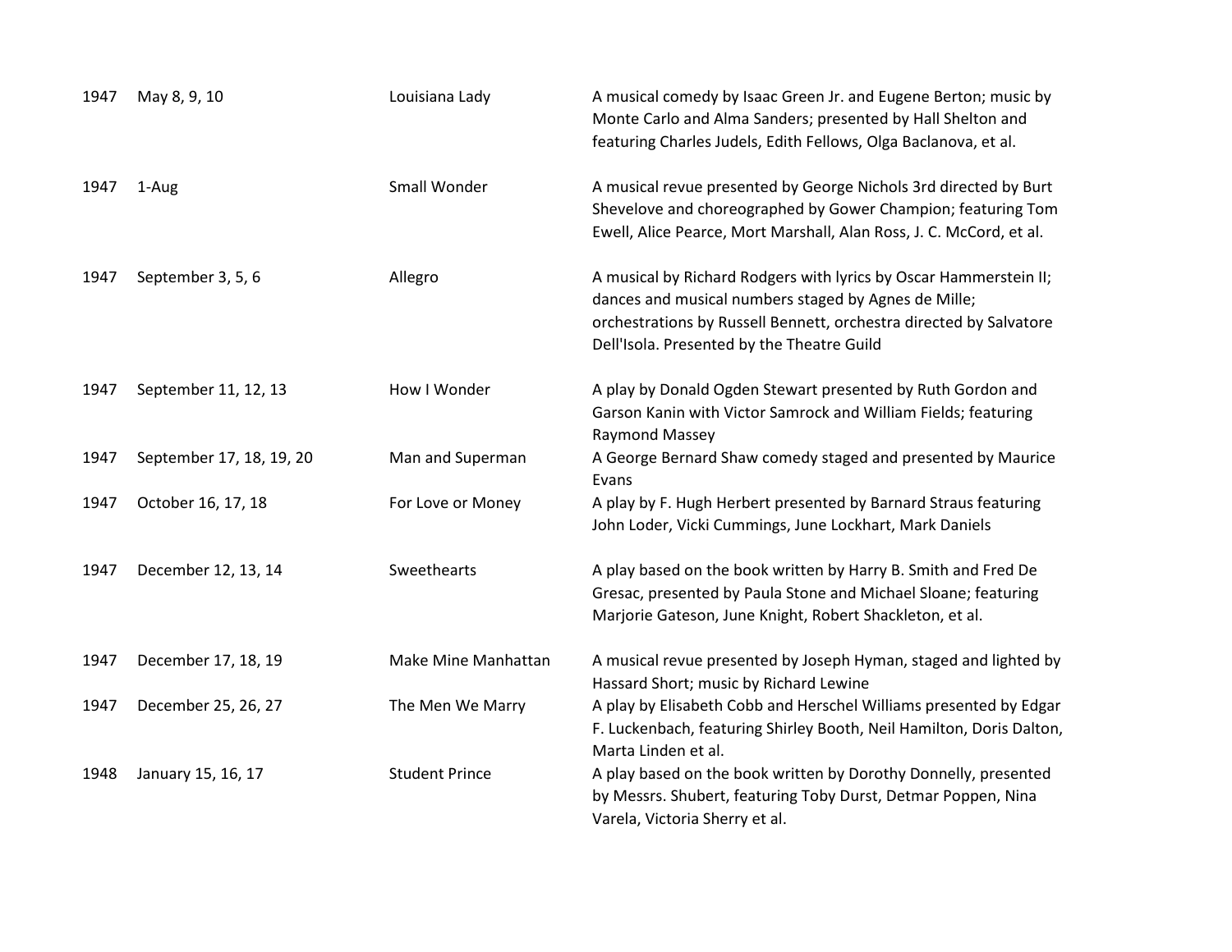| | | | |
|---|---|---|---|
| 1947 | May 8, 9, 10 | Louisiana Lady | A musical comedy by Isaac Green Jr. and Eugene Berton; music by Monte Carlo and Alma Sanders; presented by Hall Shelton and featuring Charles Judels, Edith Fellows, Olga Baclanova, et al. |
| 1947 | 1-Aug | Small Wonder | A musical revue presented by George Nichols 3rd directed by Burt Shevelove and choreographed by Gower Champion; featuring Tom Ewell, Alice Pearce, Mort Marshall, Alan Ross, J. C. McCord, et al. |
| 1947 | September 3, 5, 6 | Allegro | A musical by Richard Rodgers with lyrics by Oscar Hammerstein II; dances and musical numbers staged by Agnes de Mille; orchestrations by Russell Bennett, orchestra directed by Salvatore Dell'Isola. Presented by the Theatre Guild |
| 1947 | September 11, 12, 13 | How I Wonder | A play by Donald Ogden Stewart presented by Ruth Gordon and Garson Kanin with Victor Samrock and William Fields; featuring Raymond Massey |
| 1947 | September 17, 18, 19, 20 | Man and Superman | A George Bernard Shaw comedy staged and presented by Maurice Evans |
| 1947 | October 16, 17, 18 | For Love or Money | A play by F. Hugh Herbert presented by Barnard Straus featuring John Loder, Vicki Cummings, June Lockhart, Mark Daniels |
| 1947 | December 12, 13, 14 | Sweethearts | A play based on the book written by Harry B. Smith and Fred De Gresac, presented by Paula Stone and Michael Sloane; featuring Marjorie Gateson, June Knight, Robert Shackleton, et al. |
| 1947 | December 17, 18, 19 | Make Mine Manhattan | A musical revue presented by Joseph Hyman, staged and lighted by Hassard Short; music by Richard Lewine |
| 1947 | December 25, 26, 27 | The Men We Marry | A play by Elisabeth Cobb and Herschel Williams presented by Edgar F. Luckenbach, featuring Shirley Booth, Neil Hamilton, Doris Dalton, Marta Linden et al. |
| 1948 | January 15, 16, 17 | Student Prince | A play based on the book written by Dorothy Donnelly, presented by Messrs. Shubert, featuring Toby Durst, Detmar Poppen, Nina Varela, Victoria Sherry et al. |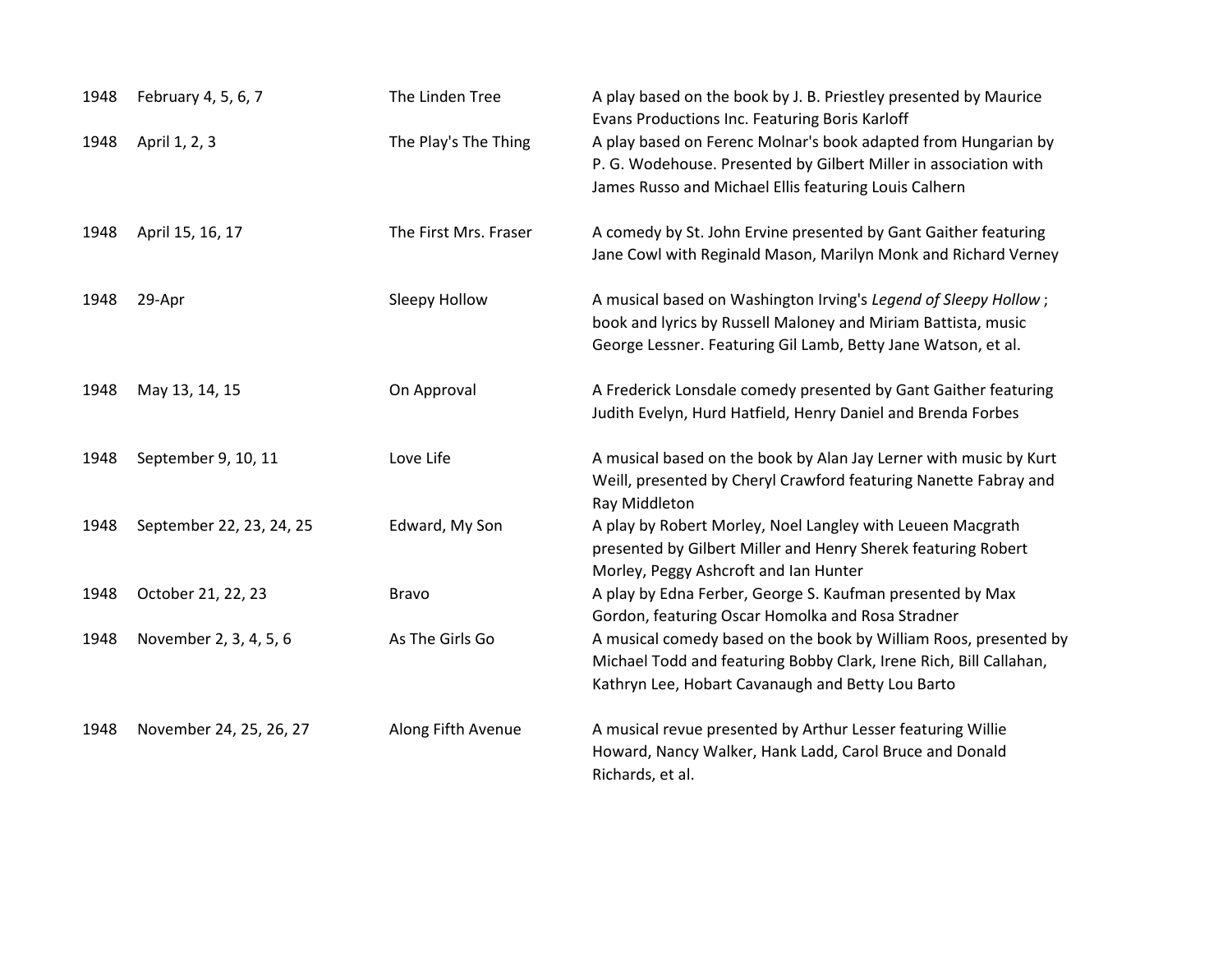| | | | |
|---|---|---|---|
| 1948 | February 4, 5, 6, 7 | The Linden Tree | A play based on the book by J. B. Priestley presented by Maurice Evans Productions Inc. Featuring Boris Karloff |
| 1948 | April 1, 2, 3 | The Play's The Thing | A play based on Ferenc Molnar's book adapted from Hungarian by P. G. Wodehouse. Presented by Gilbert Miller in association with James Russo and Michael Ellis featuring Louis Calhern |
| 1948 | April 15, 16, 17 | The First Mrs. Fraser | A comedy by St. John Ervine presented by Gant Gaither featuring Jane Cowl with Reginald Mason, Marilyn Monk and Richard Verney |
| 1948 | 29-Apr | Sleepy Hollow | A musical based on Washington Irving's *Legend of Sleepy Hollow* ; book and lyrics by Russell Maloney and Miriam Battista, music George Lessner. Featuring Gil Lamb, Betty Jane Watson, et al. |
| 1948 | May 13, 14, 15 | On Approval | A Frederick Lonsdale comedy presented by Gant Gaither featuring Judith Evelyn, Hurd Hatfield, Henry Daniel and Brenda Forbes |
| 1948 | September 9, 10, 11 | Love Life | A musical based on the book by Alan Jay Lerner with music by Kurt Weill, presented by Cheryl Crawford featuring Nanette Fabray and Ray Middleton |
| 1948 | September 22, 23, 24, 25 | Edward, My Son | A play by Robert Morley, Noel Langley with Leueen Macgrath presented by Gilbert Miller and Henry Sherek featuring Robert Morley, Peggy Ashcroft and Ian Hunter |
| 1948 | October 21, 22, 23 | Bravo | A play by Edna Ferber, George S. Kaufman presented by Max Gordon, featuring Oscar Homolka and Rosa Stradner |
| 1948 | November 2, 3, 4, 5, 6 | As The Girls Go | A musical comedy based on the book by William Roos, presented by Michael Todd and featuring Bobby Clark, Irene Rich, Bill Callahan, Kathryn Lee, Hobart Cavanaugh and Betty Lou Barto |
| 1948 | November 24, 25, 26, 27 | Along Fifth Avenue | A musical revue presented by Arthur Lesser featuring Willie Howard, Nancy Walker, Hank Ladd, Carol Bruce and Donald Richards, et al. |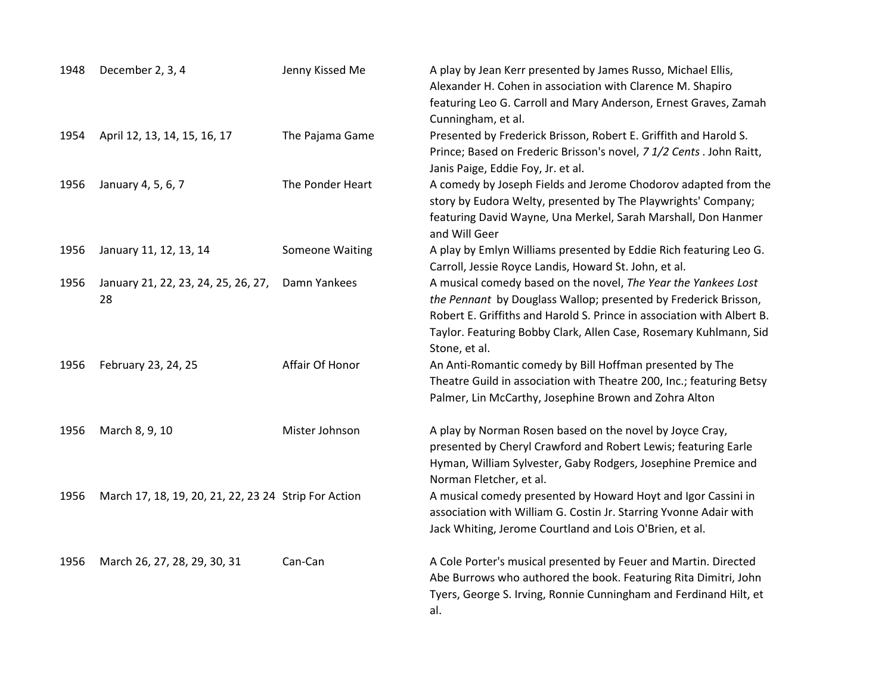| | | | |
|---|---|---|---|
| 1948 | December 2, 3, 4 | Jenny Kissed Me | A play by Jean Kerr presented by James Russo, Michael Ellis, Alexander H. Cohen in association with Clarence M. Shapiro featuring Leo G. Carroll and Mary Anderson, Ernest Graves, Zamah Cunningham, et al. |
| 1954 | April 12, 13, 14, 15, 16, 17 | The Pajama Game | Presented by Frederick Brisson, Robert E. Griffith and Harold S. Prince; Based on Frederic Brisson's novel, *7 1/2 Cents* . John Raitt, Janis Paige, Eddie Foy, Jr. et al. |
| 1956 | January 4, 5, 6, 7 | The Ponder Heart | A comedy by Joseph Fields and Jerome Chodorov adapted from the story by Eudora Welty, presented by The Playwrights' Company; featuring David Wayne, Una Merkel, Sarah Marshall, Don Hanmer and Will Geer |
| 1956 | January 11, 12, 13, 14 | Someone Waiting | A play by Emlyn Williams presented by Eddie Rich featuring Leo G. Carroll, Jessie Royce Landis, Howard St. John, et al. |
| 1956 | January 21, 22, 23, 24, 25, 26, 27, 28 | Damn Yankees | A musical comedy based on the novel, *The Year the Yankees Lost the Pennant* by Douglass Wallop; presented by Frederick Brisson, Robert E. Griffiths and Harold S. Prince in association with Albert B. Taylor. Featuring Bobby Clark, Allen Case, Rosemary Kuhlmann, Sid Stone, et al. |
| 1956 | February 23, 24, 25 | Affair Of Honor | An Anti-Romantic comedy by Bill Hoffman presented by The Theatre Guild in association with Theatre 200, Inc.; featuring Betsy Palmer, Lin McCarthy, Josephine Brown and Zohra Alton |
| 1956 | March 8, 9, 10 | Mister Johnson | A play by Norman Rosen based on the novel by Joyce Cray, presented by Cheryl Crawford and Robert Lewis; featuring Earle Hyman, William Sylvester, Gaby Rodgers, Josephine Premice and Norman Fletcher, et al. |
| 1956 | March 17, 18, 19, 20, 21, 22, 23 24 | Strip For Action | A musical comedy presented by Howard Hoyt and Igor Cassini in association with William G. Costin Jr. Starring Yvonne Adair with Jack Whiting, Jerome Courtland and Lois O'Brien, et al. |
| 1956 | March 26, 27, 28, 29, 30, 31 | Can-Can | A Cole Porter's musical presented by Feuer and Martin. Directed Abe Burrows who authored the book. Featuring Rita Dimitri, John Tyers, George S. Irving, Ronnie Cunningham and Ferdinand Hilt, et al. |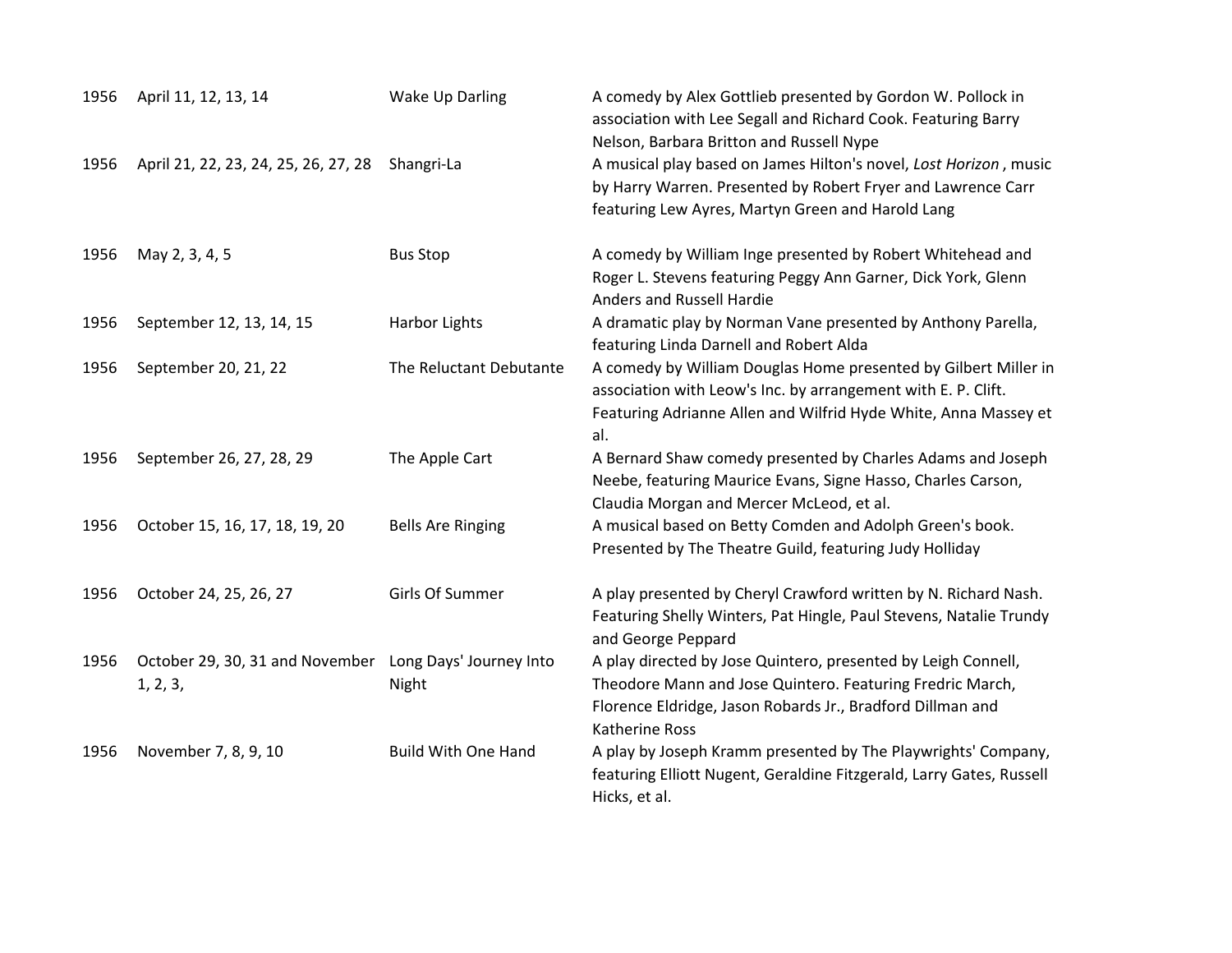| | | | |
|---|---|---|---|
| 1956 | April 11, 12, 13, 14 | Wake Up Darling | A comedy by Alex Gottlieb presented by Gordon W. Pollock in association with Lee Segall and Richard Cook. Featuring Barry Nelson, Barbara Britton and Russell Nype |
| 1956 | April 21, 22, 23, 24, 25, 26, 27, 28 | Shangri-La | A musical play based on James Hilton's novel, *Lost Horizon* , music by Harry Warren. Presented by Robert Fryer and Lawrence Carr featuring Lew Ayres, Martyn Green and Harold Lang |
| 1956 | May 2, 3, 4, 5 | Bus Stop | A comedy by William Inge presented by Robert Whitehead and Roger L. Stevens featuring Peggy Ann Garner, Dick York, Glenn Anders and Russell Hardie |
| 1956 | September 12, 13, 14, 15 | Harbor Lights | A dramatic play by Norman Vane presented by Anthony Parella, featuring Linda Darnell and Robert Alda |
| 1956 | September 20, 21, 22 | The Reluctant Debutante | A comedy by William Douglas Home presented by Gilbert Miller in association with Leow's Inc. by arrangement with E. P. Clift. Featuring Adrianne Allen and Wilfrid Hyde White, Anna Massey et al. |
| 1956 | September 26, 27, 28, 29 | The Apple Cart | A Bernard Shaw comedy presented by Charles Adams and Joseph Neebe, featuring Maurice Evans, Signe Hasso, Charles Carson, Claudia Morgan and Mercer McLeod, et al. |
| 1956 | October 15, 16, 17, 18, 19, 20 | Bells Are Ringing | A musical based on Betty Comden and Adolph Green's book. Presented by The Theatre Guild, featuring Judy Holliday |
| 1956 | October 24, 25, 26, 27 | Girls Of Summer | A play presented by Cheryl Crawford written by N. Richard Nash. Featuring Shelly Winters, Pat Hingle, Paul Stevens, Natalie Trundy and George Peppard |
| 1956 | October 29, 30, 31 and November 1, 2, 3, | Long Days' Journey Into Night | A play directed by Jose Quintero, presented by Leigh Connell, Theodore Mann and Jose Quintero. Featuring Fredric March, Florence Eldridge, Jason Robards Jr., Bradford Dillman and Katherine Ross |
| 1956 | November 7, 8, 9, 10 | Build With One Hand | A play by Joseph Kramm presented by The Playwrights' Company, featuring Elliott Nugent, Geraldine Fitzgerald, Larry Gates, Russell Hicks, et al. |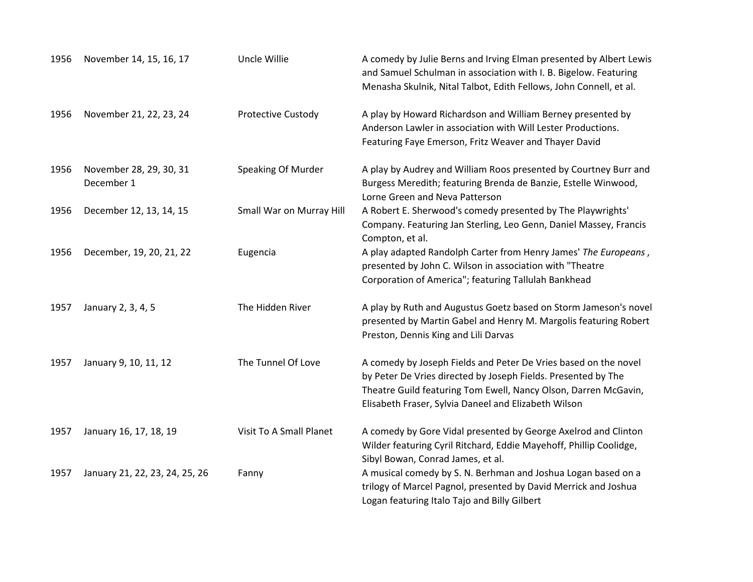| | | | |
|---|---|---|---|
| 1956 | November 14, 15, 16, 17 | Uncle Willie | A comedy by Julie Berns and Irving Elman presented by Albert Lewis and Samuel Schulman in association with I. B. Bigelow. Featuring Menasha Skulnik, Nital Talbot, Edith Fellows, John Connell, et al. |
| 1956 | November 21, 22, 23, 24 | Protective Custody | A play by Howard Richardson and William Berney presented by Anderson Lawler in association with Will Lester Productions. Featuring Faye Emerson, Fritz Weaver and Thayer David |
| 1956 | November 28, 29, 30, 31 December 1 | Speaking Of Murder | A play by Audrey and William Roos presented by Courtney Burr and Burgess Meredith; featuring Brenda de Banzie, Estelle Winwood, Lorne Green and Neva Patterson |
| 1956 | December 12, 13, 14, 15 | Small War on Murray Hill | A Robert E. Sherwood's comedy presented by The Playwrights' Company. Featuring Jan Sterling, Leo Genn, Daniel Massey, Francis Compton, et al. |
| 1956 | December, 19, 20, 21, 22 | Eugencia | A play adapted Randolph Carter from Henry James' *The Europeans* , presented by John C. Wilson in association with "Theatre Corporation of America"; featuring Tallulah Bankhead |
| 1957 | January 2, 3, 4, 5 | The Hidden River | A play by Ruth and Augustus Goetz based on Storm Jameson's novel presented by Martin Gabel and Henry M. Margolis featuring Robert Preston, Dennis King and Lili Darvas |
| 1957 | January 9, 10, 11, 12 | The Tunnel Of Love | A comedy by Joseph Fields and Peter De Vries based on the novel by Peter De Vries directed by Joseph Fields. Presented by The Theatre Guild featuring Tom Ewell, Nancy Olson, Darren McGavin, Elisabeth Fraser, Sylvia Daneel and Elizabeth Wilson |
| 1957 | January 16, 17, 18, 19 | Visit To A Small Planet | A comedy by Gore Vidal presented by George Axelrod and Clinton Wilder featuring Cyril Ritchard, Eddie Mayehoff, Phillip Coolidge, Sibyl Bowan, Conrad James, et al. |
| 1957 | January 21, 22, 23, 24, 25, 26 | Fanny | A musical comedy by S. N. Berhman and Joshua Logan based on a trilogy of Marcel Pagnol, presented by David Merrick and Joshua Logan featuring Italo Tajo and Billy Gilbert |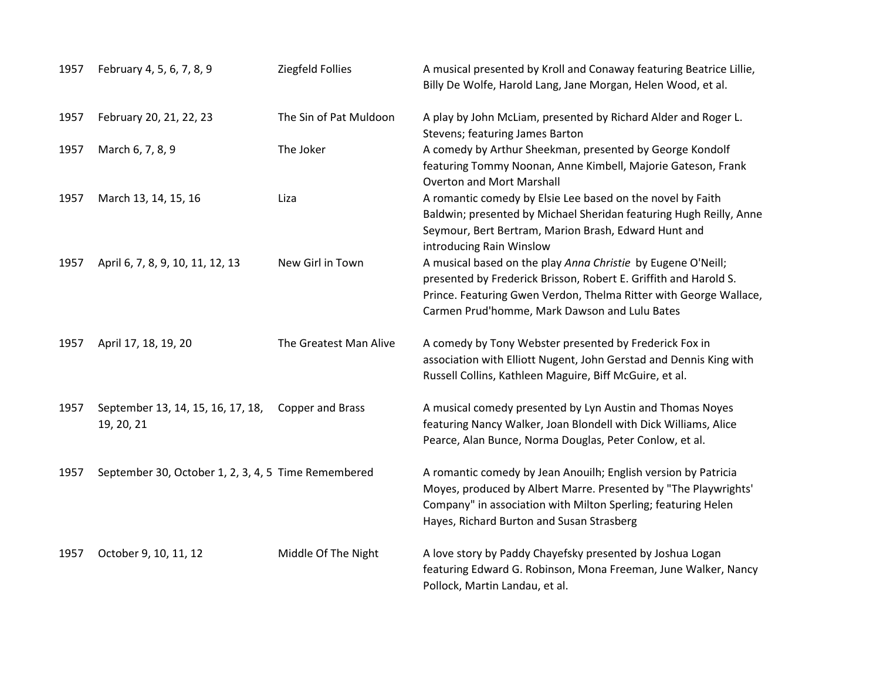| | | | |
|---|---|---|---|
| 1957 | February 4, 5, 6, 7, 8, 9 | Ziegfeld Follies | A musical presented by Kroll and Conaway featuring Beatrice Lillie, Billy De Wolfe, Harold Lang, Jane Morgan, Helen Wood, et al. |
| 1957 | February 20, 21, 22, 23 | The Sin of Pat Muldoon | A play by John McLiam, presented by Richard Alder and Roger L. Stevens; featuring James Barton |
| 1957 | March 6, 7, 8, 9 | The Joker | A comedy by Arthur Sheekman, presented by George Kondolf featuring Tommy Noonan, Anne Kimbell, Majorie Gateson, Frank Overton and Mort Marshall |
| 1957 | March 13, 14, 15, 16 | Liza | A romantic comedy by Elsie Lee based on the novel by Faith Baldwin; presented by Michael Sheridan featuring Hugh Reilly, Anne Seymour, Bert Bertram, Marion Brash, Edward Hunt and introducing Rain Winslow |
| 1957 | April 6, 7, 8, 9, 10, 11, 12, 13 | New Girl in Town | A musical based on the play *Anna Christie* by Eugene O'Neill; presented by Frederick Brisson, Robert E. Griffith and Harold S. Prince. Featuring Gwen Verdon, Thelma Ritter with George Wallace, Carmen Prud'homme, Mark Dawson and Lulu Bates |
| 1957 | April 17, 18, 19, 20 | The Greatest Man Alive | A comedy by Tony Webster presented by Frederick Fox in association with Elliott Nugent, John Gerstad and Dennis King with Russell Collins, Kathleen Maguire, Biff McGuire, et al. |
| 1957 | September 13, 14, 15, 16, 17, 18, 19, 20, 21 | Copper and Brass | A musical comedy presented by Lyn Austin and Thomas Noyes featuring Nancy Walker, Joan Blondell with Dick Williams, Alice Pearce, Alan Bunce, Norma Douglas, Peter Conlow, et al. |
| 1957 | September 30, October 1, 2, 3, 4, 5 | Time Remembered | A romantic comedy by Jean Anouilh; English version by Patricia Moyes, produced by Albert Marre. Presented by "The Playwrights' Company" in association with Milton Sperling; featuring Helen Hayes, Richard Burton and Susan Strasberg |
| 1957 | October 9, 10, 11, 12 | Middle Of The Night | A love story by Paddy Chayefsky presented by Joshua Logan featuring Edward G. Robinson, Mona Freeman, June Walker, Nancy Pollock, Martin Landau, et al. |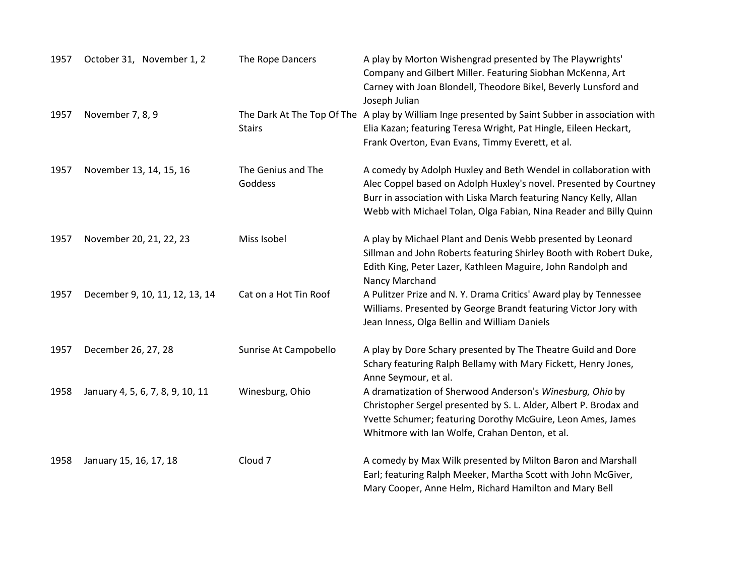| | | | |
|---|---|---|---|
| 1957 | October 31, November 1, 2 | The Rope Dancers | A play by Morton Wishengrad presented by The Playwrights' Company and Gilbert Miller. Featuring Siobhan McKenna, Art Carney with Joan Blondell, Theodore Bikel, Beverly Lunsford and Joseph Julian |
| 1957 | November 7, 8, 9 | The Dark At The Top Of The Stairs | A play by William Inge presented by Saint Subber in association with Elia Kazan; featuring Teresa Wright, Pat Hingle, Eileen Heckart, Frank Overton, Evan Evans, Timmy Everett, et al. |
| 1957 | November 13, 14, 15, 16 | The Genius and The Goddess | A comedy by Adolph Huxley and Beth Wendel in collaboration with Alec Coppel based on Adolph Huxley's novel. Presented by Courtney Burr in association with Liska March featuring Nancy Kelly, Allan Webb with Michael Tolan, Olga Fabian, Nina Reader and Billy Quinn |
| 1957 | November 20, 21, 22, 23 | Miss Isobel | A play by Michael Plant and Denis Webb presented by Leonard Sillman and John Roberts featuring Shirley Booth with Robert Duke, Edith King, Peter Lazer, Kathleen Maguire, John Randolph and Nancy Marchand |
| 1957 | December 9, 10, 11, 12, 13, 14 | Cat on a Hot Tin Roof | A Pulitzer Prize and N. Y. Drama Critics' Award play by Tennessee Williams. Presented by George Brandt featuring Victor Jory with Jean Inness, Olga Bellin and William Daniels |
| 1957 | December 26, 27, 28 | Sunrise At Campobello | A play by Dore Schary presented by The Theatre Guild and Dore Schary featuring Ralph Bellamy with Mary Fickett, Henry Jones, Anne Seymour, et al. |
| 1958 | January 4, 5, 6, 7, 8, 9, 10, 11 | Winesburg, Ohio | A dramatization of Sherwood Anderson's *Winesburg, Ohio* by Christopher Sergel presented by S. L. Alder, Albert P. Brodax and Yvette Schumer; featuring Dorothy McGuire, Leon Ames, James Whitmore with Ian Wolfe, Crahan Denton, et al. |
| 1958 | January 15, 16, 17, 18 | Cloud 7 | A comedy by Max Wilk presented by Milton Baron and Marshall Earl; featuring Ralph Meeker, Martha Scott with John McGiver, Mary Cooper, Anne Helm, Richard Hamilton and Mary Bell |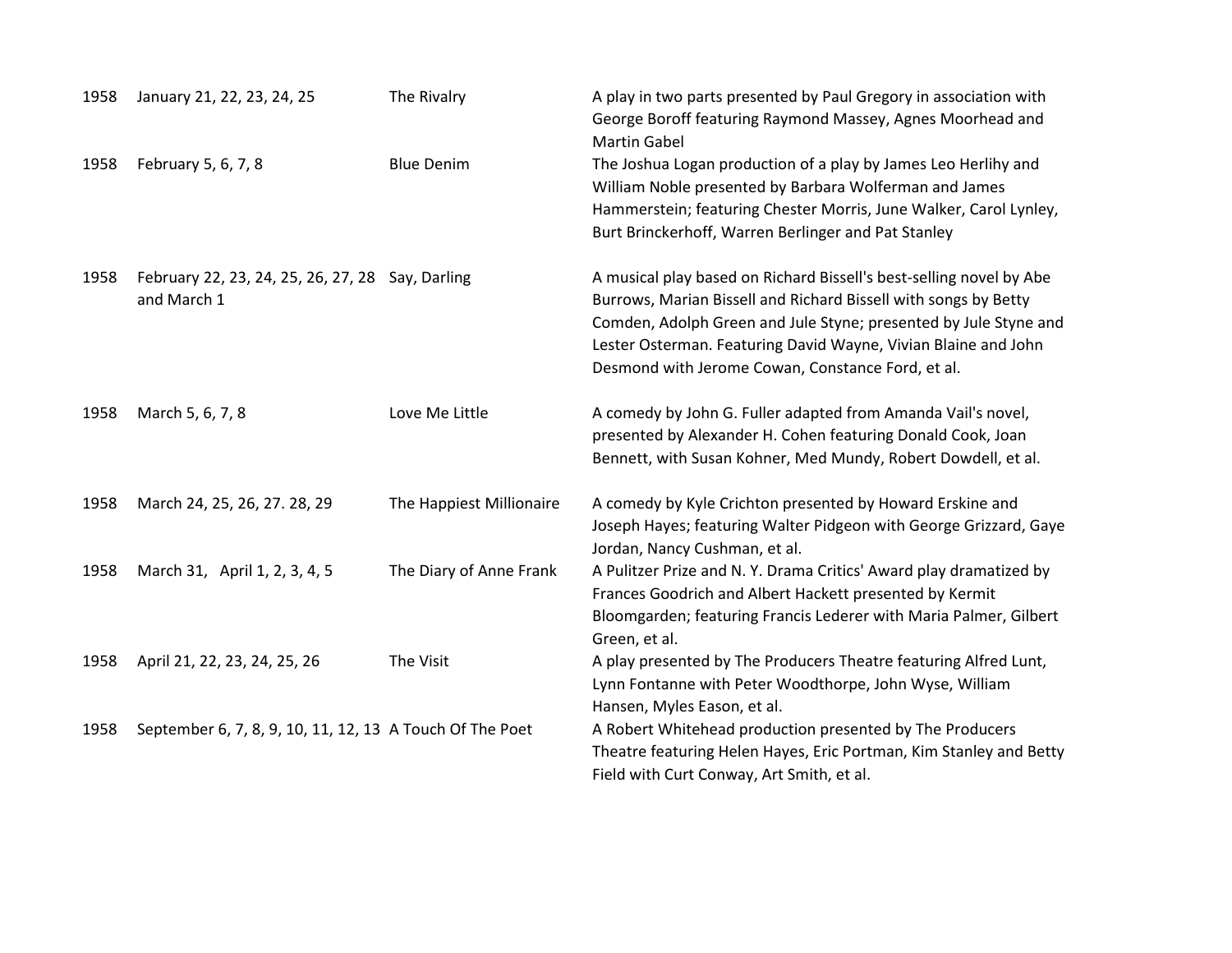| | | | |
|---|---|---|---|
| 1958 | January 21, 22, 23, 24, 25 | The Rivalry | A play in two parts presented by Paul Gregory in association with George Boroff featuring Raymond Massey, Agnes Moorhead and Martin Gabel |
| 1958 | February 5, 6, 7, 8 | Blue Denim | The Joshua Logan production of a play by James Leo Herlihy and William Noble presented by Barbara Wolferman and James Hammerstein; featuring Chester Morris, June Walker, Carol Lynley, Burt Brinckerhoff, Warren Berlinger and Pat Stanley |
| 1958 | February 22, 23, 24, 25, 26, 27, 28 and March 1 | Say, Darling | A musical play based on Richard Bissell's best-selling novel by Abe Burrows, Marian Bissell and Richard Bissell with songs by Betty Comden, Adolph Green and Jule Styne; presented by Jule Styne and Lester Osterman. Featuring David Wayne, Vivian Blaine and John Desmond with Jerome Cowan, Constance Ford, et al. |
| 1958 | March 5, 6, 7, 8 | Love Me Little | A comedy by John G. Fuller adapted from Amanda Vail's novel, presented by Alexander H. Cohen featuring Donald Cook, Joan Bennett, with Susan Kohner, Med Mundy, Robert Dowdell, et al. |
| 1958 | March 24, 25, 26, 27. 28, 29 | The Happiest Millionaire | A comedy by Kyle Crichton presented by Howard Erskine and Joseph Hayes; featuring Walter Pidgeon with George Grizzard, Gaye Jordan, Nancy Cushman, et al. |
| 1958 | March 31, April 1, 2, 3, 4, 5 | The Diary of Anne Frank | A Pulitzer Prize and N. Y. Drama Critics' Award play dramatized by Frances Goodrich and Albert Hackett presented by Kermit Bloomgarden; featuring Francis Lederer with Maria Palmer, Gilbert Green, et al. |
| 1958 | April 21, 22, 23, 24, 25, 26 | The Visit | A play presented by The Producers Theatre featuring Alfred Lunt, Lynn Fontanne with Peter Woodthorpe, John Wyse, William Hansen, Myles Eason, et al. |
| 1958 | September 6, 7, 8, 9, 10, 11, 12, 13 | A Touch Of The Poet | A Robert Whitehead production presented by The Producers Theatre featuring Helen Hayes, Eric Portman, Kim Stanley and Betty Field with Curt Conway, Art Smith, et al. |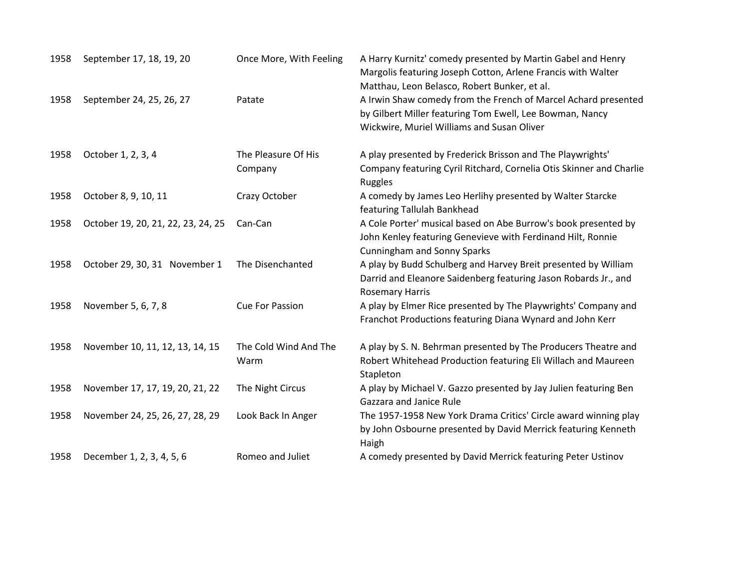| 1958 | September 17, 18, 19, 20 | Once More, With Feeling | A Harry Kurnitz' comedy presented by Martin Gabel and Henry Margolis featuring Joseph Cotton, Arlene Francis with Walter Matthau, Leon Belasco, Robert Bunker, et al. |
|---|---|---|---|
| 1958 | September 24, 25, 26, 27 | Patate | A Irwin Shaw comedy from the French of Marcel Achard presented by Gilbert Miller featuring Tom Ewell, Lee Bowman, Nancy Wickwire, Muriel Williams and Susan Oliver |
| 1958 | October 1, 2, 3, 4 | The Pleasure Of His Company | A play presented by Frederick Brisson and The Playwrights' Company featuring Cyril Ritchard, Cornelia Otis Skinner and Charlie Ruggles |
| 1958 | October 8, 9, 10, 11 | Crazy October | A comedy by James Leo Herlihy presented by Walter Starcke featuring Tallulah Bankhead |
| 1958 | October 19, 20, 21, 22, 23, 24, 25 | Can-Can | A Cole Porter' musical based on Abe Burrow's book presented by John Kenley featuring Genevieve with Ferdinand Hilt, Ronnie Cunningham and Sonny Sparks |
| 1958 | October 29, 30, 31 November 1 | The Disenchanted | A play by Budd Schulberg and Harvey Breit presented by William Darrid and Eleanore Saidenberg featuring Jason Robards Jr., and Rosemary Harris |
| 1958 | November 5, 6, 7, 8 | Cue For Passion | A play by Elmer Rice presented by The Playwrights' Company and Franchot Productions featuring Diana Wynard and John Kerr |
| 1958 | November 10, 11, 12, 13, 14, 15 | The Cold Wind And The Warm | A play by S. N. Behrman presented by The Producers Theatre and Robert Whitehead Production featuring Eli Willach and Maureen Stapleton |
| 1958 | November 17, 17, 19, 20, 21, 22 | The Night Circus | A play by Michael V. Gazzo presented by Jay Julien featuring Ben Gazzara and Janice Rule |
| 1958 | November 24, 25, 26, 27, 28, 29 | Look Back In Anger | The 1957-1958 New York Drama Critics' Circle award winning play by John Osbourne presented by David Merrick featuring Kenneth Haigh |
| 1958 | December 1, 2, 3, 4, 5, 6 | Romeo and Juliet | A comedy presented by David Merrick featuring Peter Ustinov |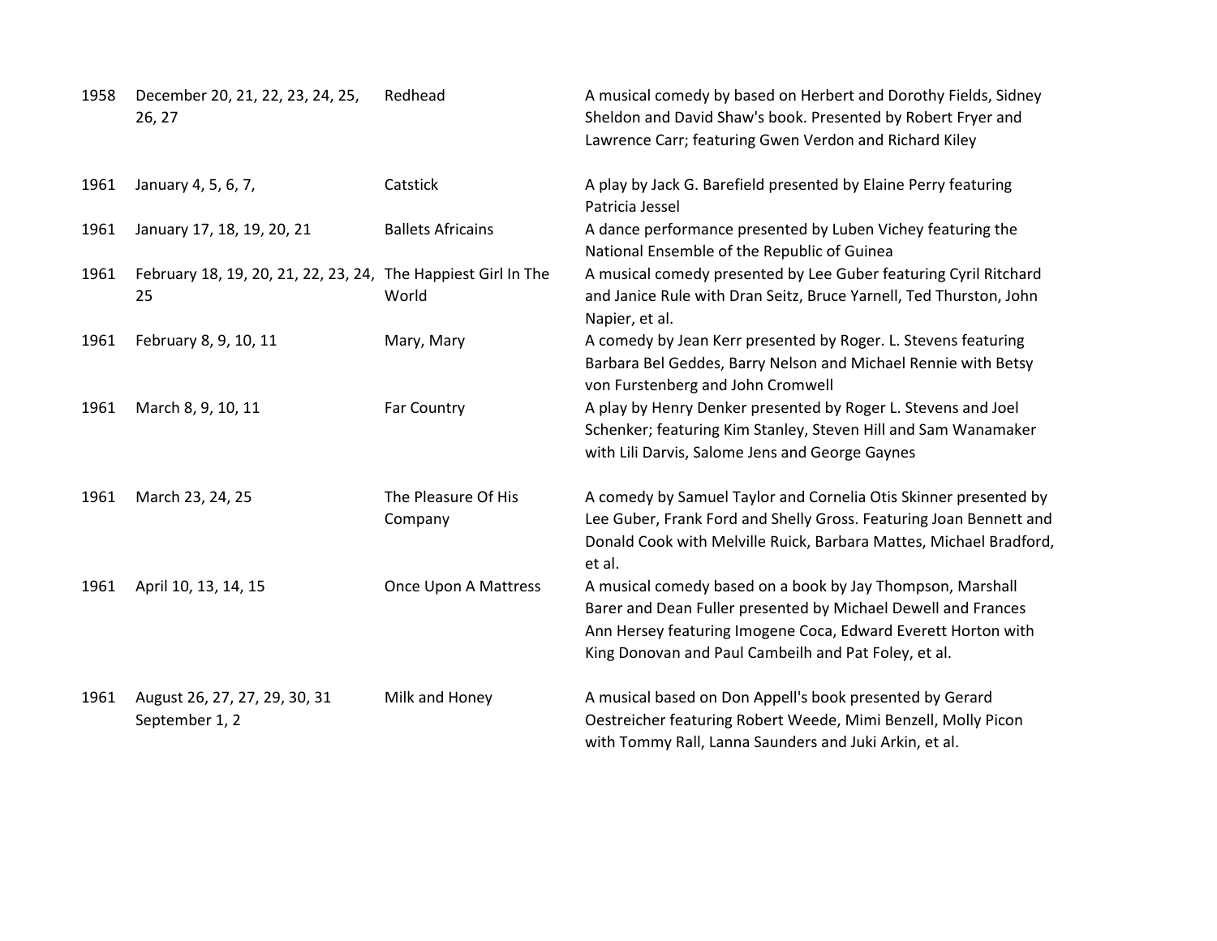| | | | |
|---|---|---|---|
| 1958 | December 20, 21, 22, 23, 24, 25, 26, 27 | Redhead | A musical comedy by based on Herbert and Dorothy Fields, Sidney Sheldon and David Shaw's book. Presented by Robert Fryer and Lawrence Carr; featuring Gwen Verdon and Richard Kiley |
| 1961 | January 4, 5, 6, 7, | Catstick | A play by Jack G. Barefield presented by Elaine Perry featuring Patricia Jessel |
| 1961 | January 17, 18, 19, 20, 21 | Ballets Africains | A dance performance presented by Luben Vichey featuring the National Ensemble of the Republic of Guinea |
| 1961 | February 18, 19, 20, 21, 22, 23, 24, 25 | The Happiest Girl In The World | A musical comedy presented by Lee Guber featuring Cyril Ritchard and Janice Rule with Dran Seitz, Bruce Yarnell, Ted Thurston, John Napier, et al. |
| 1961 | February 8, 9, 10, 11 | Mary, Mary | A comedy by Jean Kerr presented by Roger. L. Stevens featuring Barbara Bel Geddes, Barry Nelson and Michael Rennie with Betsy von Furstenberg and John Cromwell |
| 1961 | March 8, 9, 10, 11 | Far Country | A play by Henry Denker presented by Roger L. Stevens and Joel Schenker; featuring Kim Stanley, Steven Hill and Sam Wanamaker with Lili Darvis, Salome Jens and George Gaynes |
| 1961 | March 23, 24, 25 | The Pleasure Of His Company | A comedy by Samuel Taylor and Cornelia Otis Skinner presented by Lee Guber, Frank Ford and Shelly Gross. Featuring Joan Bennett and Donald Cook with Melville Ruick, Barbara Mattes, Michael Bradford, et al. |
| 1961 | April 10, 13, 14, 15 | Once Upon A Mattress | A musical comedy based on a book by Jay Thompson, Marshall Barer and Dean Fuller presented by Michael Dewell and Frances Ann Hersey featuring Imogene Coca, Edward Everett Horton with King Donovan and Paul Cambeilh and Pat Foley, et al. |
| 1961 | August 26, 27, 27, 29, 30, 31 September 1, 2 | Milk and Honey | A musical based on Don Appell's book presented by Gerard Oestreicher featuring Robert Weede, Mimi Benzell, Molly Picon with Tommy Rall, Lanna Saunders and Juki Arkin, et al. |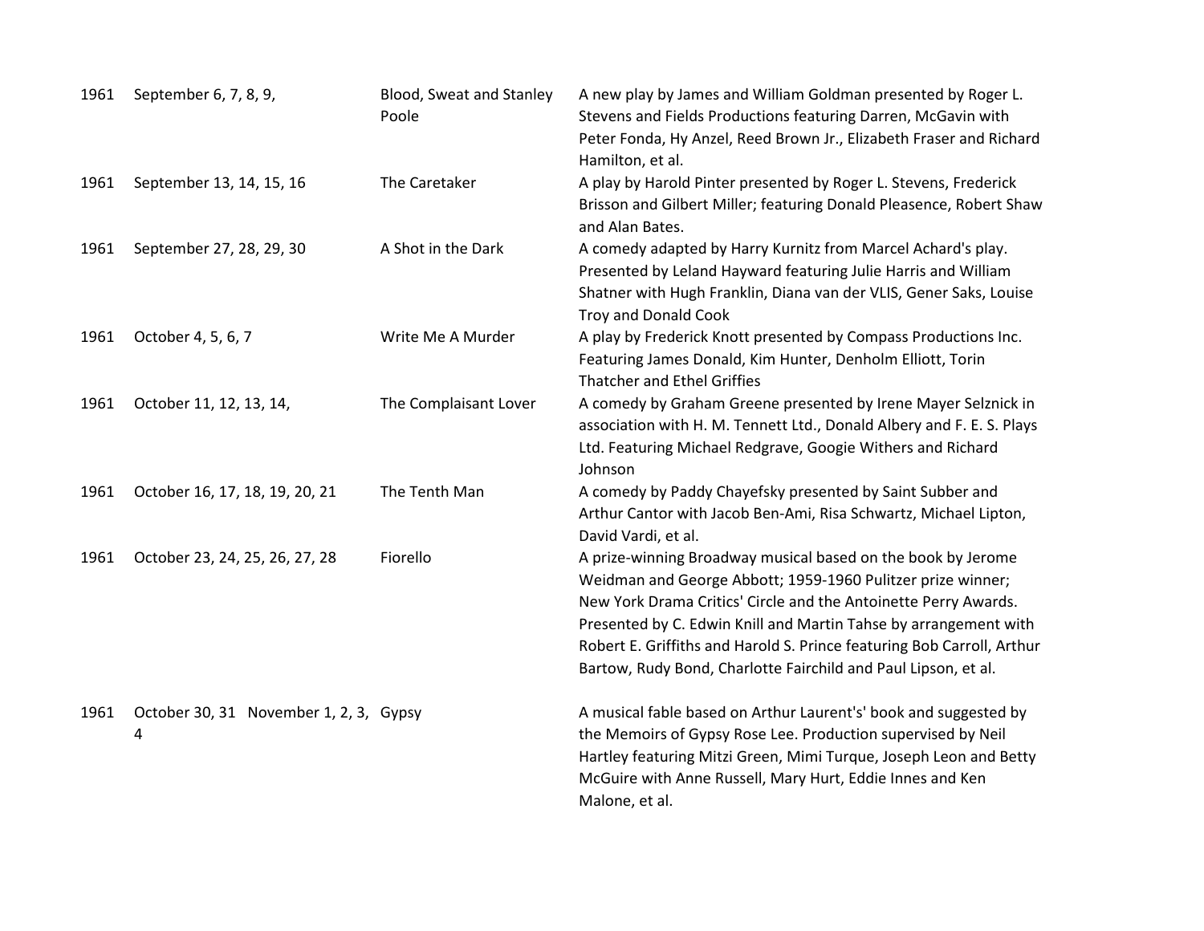| | | | |
|---|---|---|---|
| 1961 | September 6, 7, 8, 9, | Blood, Sweat and Stanley Poole | A new play by James and William Goldman presented by Roger L. Stevens and Fields Productions featuring Darren, McGavin with Peter Fonda, Hy Anzel, Reed Brown Jr., Elizabeth Fraser and Richard Hamilton, et al. |
| 1961 | September 13, 14, 15, 16 | The Caretaker | A play by Harold Pinter presented by Roger L. Stevens, Frederick Brisson and Gilbert Miller; featuring Donald Pleasence, Robert Shaw and Alan Bates. |
| 1961 | September 27, 28, 29, 30 | A Shot in the Dark | A comedy adapted by Harry Kurnitz from Marcel Achard's play. Presented by Leland Hayward featuring Julie Harris and William Shatner with Hugh Franklin, Diana van der VLIS, Gener Saks, Louise Troy and Donald Cook |
| 1961 | October 4, 5, 6, 7 | Write Me A Murder | A play by Frederick Knott presented by Compass Productions Inc. Featuring James Donald, Kim Hunter, Denholm Elliott, Torin Thatcher and Ethel Griffies |
| 1961 | October 11, 12, 13, 14, | The Complaisant Lover | A comedy by Graham Greene presented by Irene Mayer Selznick in association with H. M. Tennett Ltd., Donald Albery and F. E. S. Plays Ltd. Featuring Michael Redgrave, Googie Withers and Richard Johnson |
| 1961 | October 16, 17, 18, 19, 20, 21 | The Tenth Man | A comedy by Paddy Chayefsky presented by Saint Subber and Arthur Cantor with Jacob Ben-Ami, Risa Schwartz, Michael Lipton, David Vardi, et al. |
| 1961 | October 23, 24, 25, 26, 27, 28 | Fiorello | A prize-winning Broadway musical based on the book by Jerome Weidman and George Abbott; 1959-1960 Pulitzer prize winner; New York Drama Critics' Circle and the Antoinette Perry Awards. Presented by C. Edwin Knill and Martin Tahse by arrangement with Robert E. Griffiths and Harold S. Prince featuring Bob Carroll, Arthur Bartow, Rudy Bond, Charlotte Fairchild and Paul Lipson, et al. |
| 1961 | October 30, 31 November 1, 2, 3, 4 | Gypsy | A musical fable based on Arthur Laurent's' book and suggested by the Memoirs of Gypsy Rose Lee. Production supervised by Neil Hartley featuring Mitzi Green, Mimi Turque, Joseph Leon and Betty McGuire with Anne Russell, Mary Hurt, Eddie Innes and Ken Malone, et al. |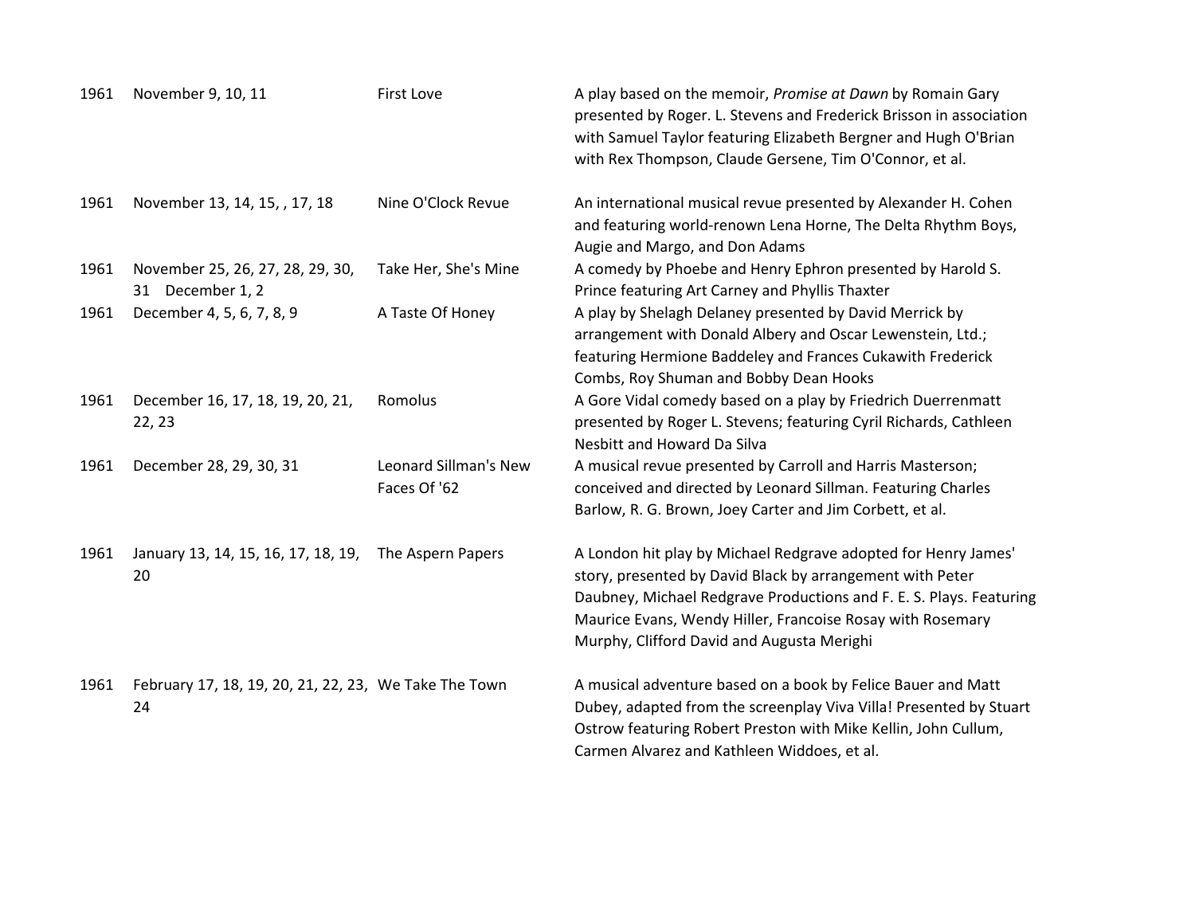| | | | |
|---|---|---|---|
| 1961 | November 9, 10, 11 | First Love | A play based on the memoir, *Promise at Dawn* by Romain Gary presented by Roger. L. Stevens and Frederick Brisson in association with Samuel Taylor featuring Elizabeth Bergner and Hugh O'Brian with Rex Thompson, Claude Gersene, Tim O'Connor, et al. |
| 1961 | November 13, 14, 15, , 17, 18 | Nine O'Clock Revue | An international musical revue presented by Alexander H. Cohen and featuring world-renown Lena Horne, The Delta Rhythm Boys, Augie and Margo, and Don Adams |
| 1961 | November 25, 26, 27, 28, 29, 30, 31 December 1, 2 | Take Her, She's Mine | A comedy by Phoebe and Henry Ephron presented by Harold S. Prince featuring Art Carney and Phyllis Thaxter |
| 1961 | December 4, 5, 6, 7, 8, 9 | A Taste Of Honey | A play by Shelagh Delaney presented by David Merrick by arrangement with Donald Albery and Oscar Lewenstein, Ltd.; featuring Hermione Baddeley and Frances Cukawith Frederick Combs, Roy Shuman and Bobby Dean Hooks |
| 1961 | December 16, 17, 18, 19, 20, 21, 22, 23 | Romolus | A Gore Vidal comedy based on a play by Friedrich Duerrenmatt presented by Roger L. Stevens; featuring Cyril Richards, Cathleen Nesbitt and Howard Da Silva |
| 1961 | December 28, 29, 30, 31 | Leonard Sillman's New Faces Of '62 | A musical revue presented by Carroll and Harris Masterson; conceived and directed by Leonard Sillman. Featuring Charles Barlow, R. G. Brown, Joey Carter and Jim Corbett, et al. |
| 1961 | January 13, 14, 15, 16, 17, 18, 19, 20 | The Aspern Papers | A London hit play by Michael Redgrave adopted for Henry James' story, presented by David Black by arrangement with Peter Daubney, Michael Redgrave Productions and F. E. S. Plays. Featuring Maurice Evans, Wendy Hiller, Francoise Rosay with Rosemary Murphy, Clifford David and Augusta Merighi |
| 1961 | February 17, 18, 19, 20, 21, 22, 23, 24 | We Take The Town | A musical adventure based on a book by Felice Bauer and Matt Dubey, adapted from the screenplay Viva Villa! Presented by Stuart Ostrow featuring Robert Preston with Mike Kellin, John Cullum, Carmen Alvarez and Kathleen Widdoes, et al. |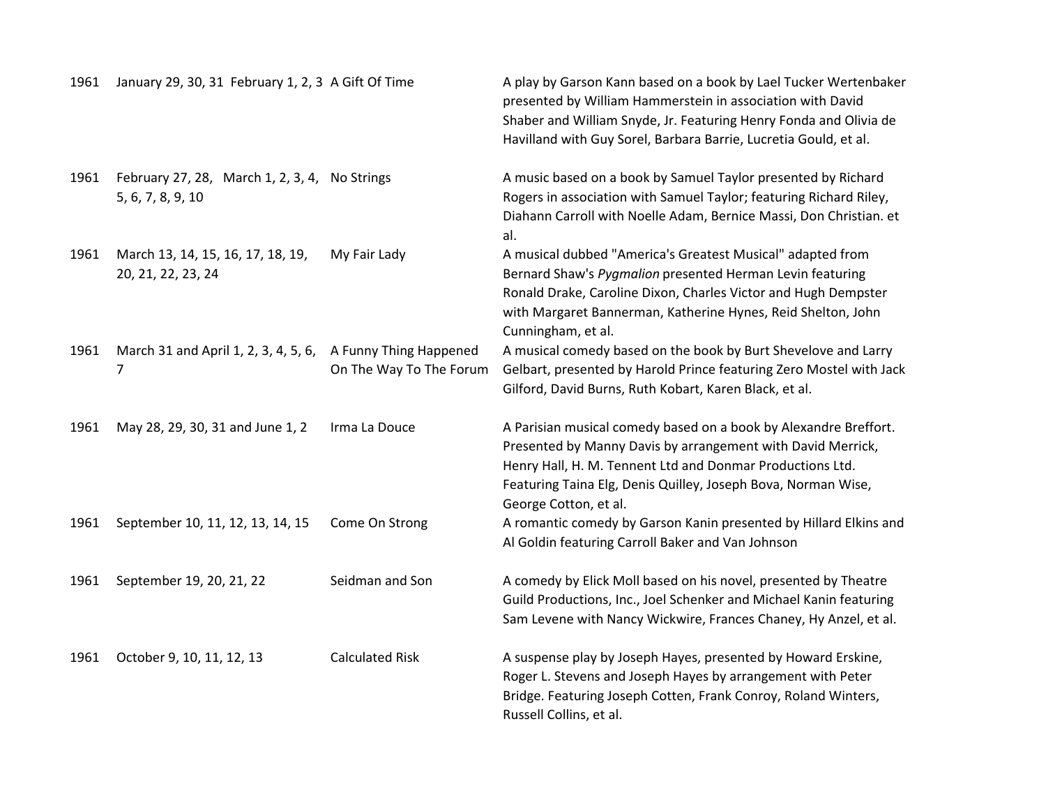| 1961 | January 29, 30, 31 February 1, 2, 3 | A Gift Of Time | A play by Garson Kann based on a book by Lael Tucker Wertenbaker presented by William Hammerstein in association with David Shaber and William Snyde, Jr. Featuring Henry Fonda and Olivia de Havilland with Guy Sorel, Barbara Barrie, Lucretia Gould, et al. |
|---|---|---|---|
| 1961 | February 27, 28, March 1, 2, 3, 4, 5, 6, 7, 8, 9, 10 | No Strings | A music based on a book by Samuel Taylor presented by Richard Rogers in association with Samuel Taylor; featuring Richard Riley, Diahann Carroll with Noelle Adam, Bernice Massi, Don Christian. et al. |
| 1961 | March 13, 14, 15, 16, 17, 18, 19, 20, 21, 22, 23, 24 | My Fair Lady | A musical dubbed "America's Greatest Musical" adapted from Bernard Shaw's *Pygmalion* presented Herman Levin featuring Ronald Drake, Caroline Dixon, Charles Victor and Hugh Dempster with Margaret Bannerman, Katherine Hynes, Reid Shelton, John Cunningham, et al. |
| 1961 | March 31 and April 1, 2, 3, 4, 5, 6, 7 | A Funny Thing Happened On The Way To The Forum | A musical comedy based on the book by Burt Shevelove and Larry Gelbart, presented by Harold Prince featuring Zero Mostel with Jack Gilford, David Burns, Ruth Kobart, Karen Black, et al. |
| 1961 | May 28, 29, 30, 31 and June 1, 2 | Irma La Douce | A Parisian musical comedy based on a book by Alexandre Breffort. Presented by Manny Davis by arrangement with David Merrick, Henry Hall, H. M. Tennent Ltd and Donmar Productions Ltd. Featuring Taina Elg, Denis Quilley, Joseph Bova, Norman Wise, George Cotton, et al. |
| 1961 | September 10, 11, 12, 13, 14, 15 | Come On Strong | A romantic comedy by Garson Kanin presented by Hillard Elkins and Al Goldin featuring Carroll Baker and Van Johnson |
| 1961 | September 19, 20, 21, 22 | Seidman and Son | A comedy by Elick Moll based on his novel, presented by Theatre Guild Productions, Inc., Joel Schenker and Michael Kanin featuring Sam Levene with Nancy Wickwire, Frances Chaney, Hy Anzel, et al. |
| 1961 | October 9, 10, 11, 12, 13 | Calculated Risk | A suspense play by Joseph Hayes, presented by Howard Erskine, Roger L. Stevens and Joseph Hayes by arrangement with Peter Bridge. Featuring Joseph Cotten, Frank Conroy, Roland Winters, Russell Collins, et al. |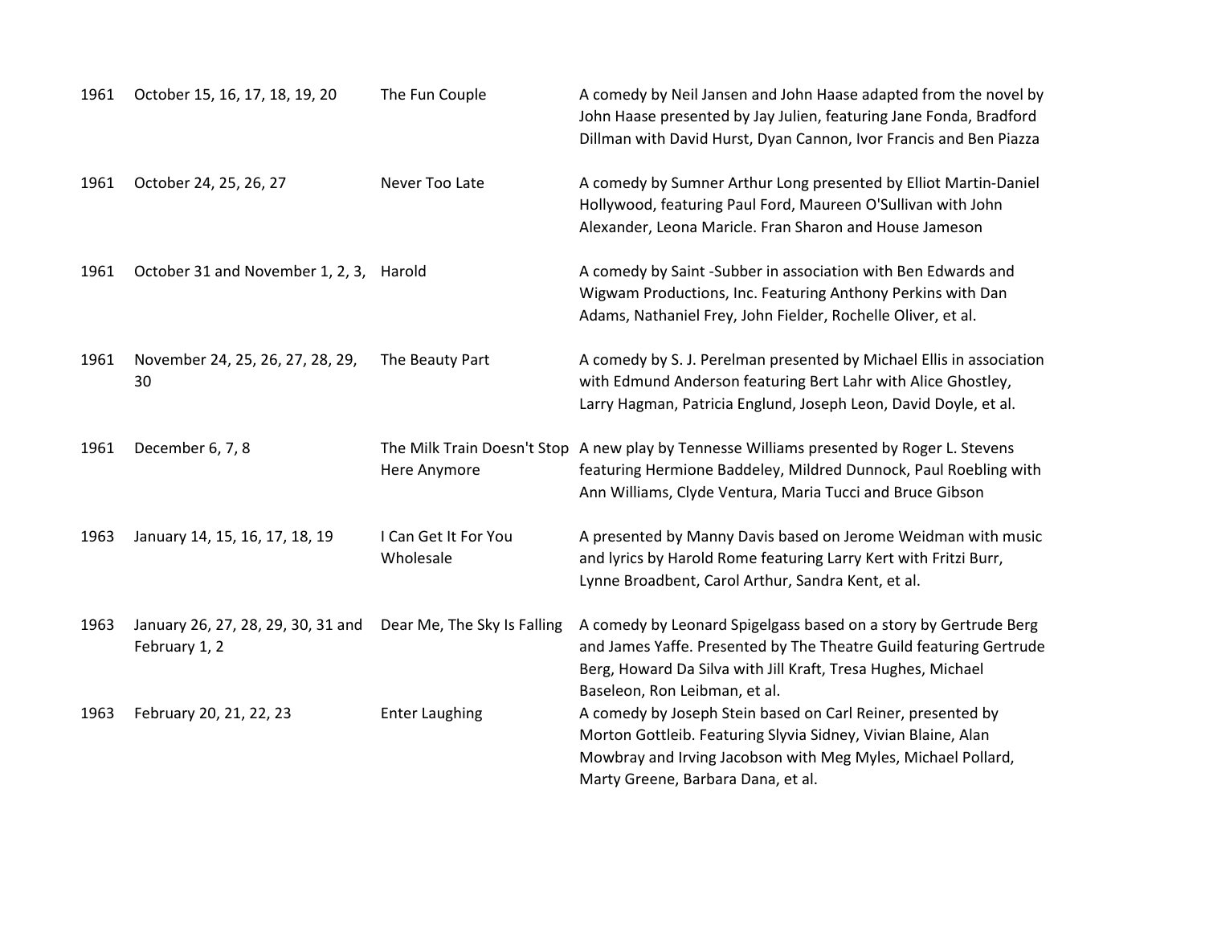| | | | |
|---|---|---|---|
| 1961 | October 15, 16, 17, 18, 19, 20 | The Fun Couple | A comedy by Neil Jansen and John Haase adapted from the novel by John Haase presented by Jay Julien, featuring Jane Fonda, Bradford Dillman with David Hurst, Dyan Cannon, Ivor Francis and Ben Piazza |
| 1961 | October 24, 25, 26, 27 | Never Too Late | A comedy by Sumner Arthur Long presented by Elliot Martin-Daniel Hollywood, featuring Paul Ford, Maureen O'Sullivan with John Alexander, Leona Maricle. Fran Sharon and House Jameson |
| 1961 | October 31 and November 1, 2, 3, | Harold | A comedy by Saint -Subber in association with Ben Edwards and Wigwam Productions, Inc. Featuring Anthony Perkins with Dan Adams, Nathaniel Frey, John Fielder, Rochelle Oliver, et al. |
| 1961 | November 24, 25, 26, 27, 28, 29, 30 | The Beauty Part | A comedy by S. J. Perelman presented by Michael Ellis in association with Edmund Anderson featuring Bert Lahr with Alice Ghostley, Larry Hagman, Patricia Englund, Joseph Leon, David Doyle, et al. |
| 1961 | December 6, 7, 8 | The Milk Train Doesn't Stop Here Anymore | A new play by Tennesse Williams presented by Roger L. Stevens featuring Hermione Baddeley, Mildred Dunnock, Paul Roebling with Ann Williams, Clyde Ventura, Maria Tucci and Bruce Gibson |
| 1963 | January 14, 15, 16, 17, 18, 19 | I Can Get It For You Wholesale | A presented by Manny Davis based on Jerome Weidman with music and lyrics by Harold Rome featuring Larry Kert with Fritzi Burr, Lynne Broadbent, Carol Arthur, Sandra Kent, et al. |
| 1963 | January 26, 27, 28, 29, 30, 31 and February 1, 2 | Dear Me, The Sky Is Falling | A comedy by Leonard Spigelgass based on a story by Gertrude Berg and James Yaffe. Presented by The Theatre Guild featuring Gertrude Berg, Howard Da Silva with Jill Kraft, Tresa Hughes, Michael Baseleon, Ron Leibman, et al. |
| 1963 | February 20, 21, 22, 23 | Enter Laughing | A comedy by Joseph Stein based on Carl Reiner, presented by Morton Gottleib. Featuring Slyvia Sidney, Vivian Blaine, Alan Mowbray and Irving Jacobson with Meg Myles, Michael Pollard, Marty Greene, Barbara Dana, et al. |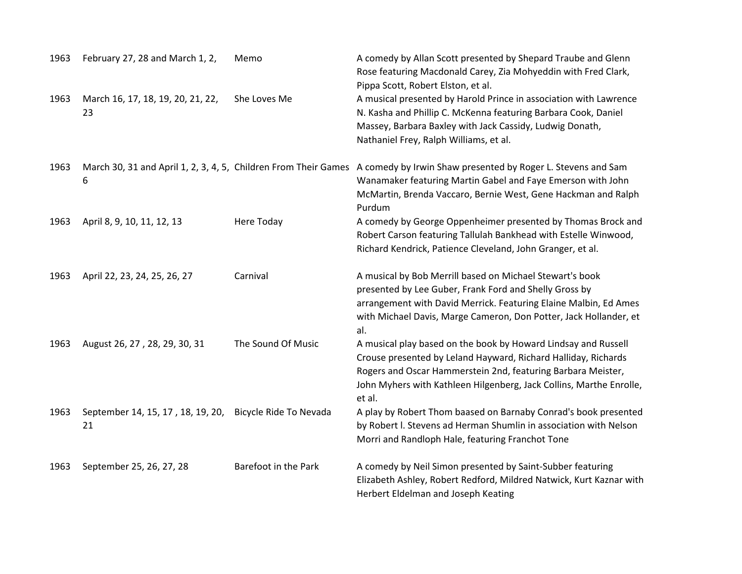| | | | |
|---|---|---|---|
| 1963 | February 27, 28 and March 1, 2, | Memo | A comedy by Allan Scott presented by Shepard Traube and Glenn Rose featuring Macdonald Carey, Zia Mohyeddin with Fred Clark, Pippa Scott, Robert Elston, et al. |
| 1963 | March 16, 17, 18, 19, 20, 21, 22, 23 | She Loves Me | A musical presented by Harold Prince in association with Lawrence N. Kasha and Phillip C. McKenna featuring Barbara Cook, Daniel Massey, Barbara Baxley with Jack Cassidy, Ludwig Donath, Nathaniel Frey, Ralph Williams, et al. |
| 1963 | March 30, 31 and April 1, 2, 3, 4, 5, 6 | Children From Their Games | A comedy by Irwin Shaw presented by Roger L. Stevens and Sam Wanamaker featuring Martin Gabel and Faye Emerson with John McMartin, Brenda Vaccaro, Bernie West, Gene Hackman and Ralph Purdum |
| 1963 | April 8, 9, 10, 11, 12, 13 | Here Today | A comedy by George Oppenheimer presented by Thomas Brock and Robert Carson featuring Tallulah Bankhead with Estelle Winwood, Richard Kendrick, Patience Cleveland, John Granger, et al. |
| 1963 | April 22, 23, 24, 25, 26, 27 | Carnival | A musical by Bob Merrill based on Michael Stewart's book presented by Lee Guber, Frank Ford and Shelly Gross by arrangement with David Merrick. Featuring Elaine Malbin, Ed Ames with Michael Davis, Marge Cameron, Don Potter, Jack Hollander, et al. |
| 1963 | August 26, 27 , 28, 29, 30, 31 | The Sound Of Music | A musical play based on the book by Howard Lindsay and Russell Crouse presented by Leland Hayward, Richard Halliday, Richards Rogers and Oscar Hammerstein 2nd, featuring Barbara Meister, John Myhers with Kathleen Hilgenberg, Jack Collins, Marthe Enrolle, et al. |
| 1963 | September 14, 15, 17 , 18, 19, 20, 21 | Bicycle Ride To Nevada | A play by Robert Thom baased on Barnaby Conrad's book presented by Robert l. Stevens ad Herman Shumlin in association with Nelson Morri and Randloph Hale, featuring Franchot Tone |
| 1963 | September 25, 26, 27, 28 | Barefoot in the Park | A comedy by Neil Simon presented by Saint-Subber featuring Elizabeth Ashley, Robert Redford, Mildred Natwick, Kurt Kaznar with Herbert Eldelman and Joseph Keating |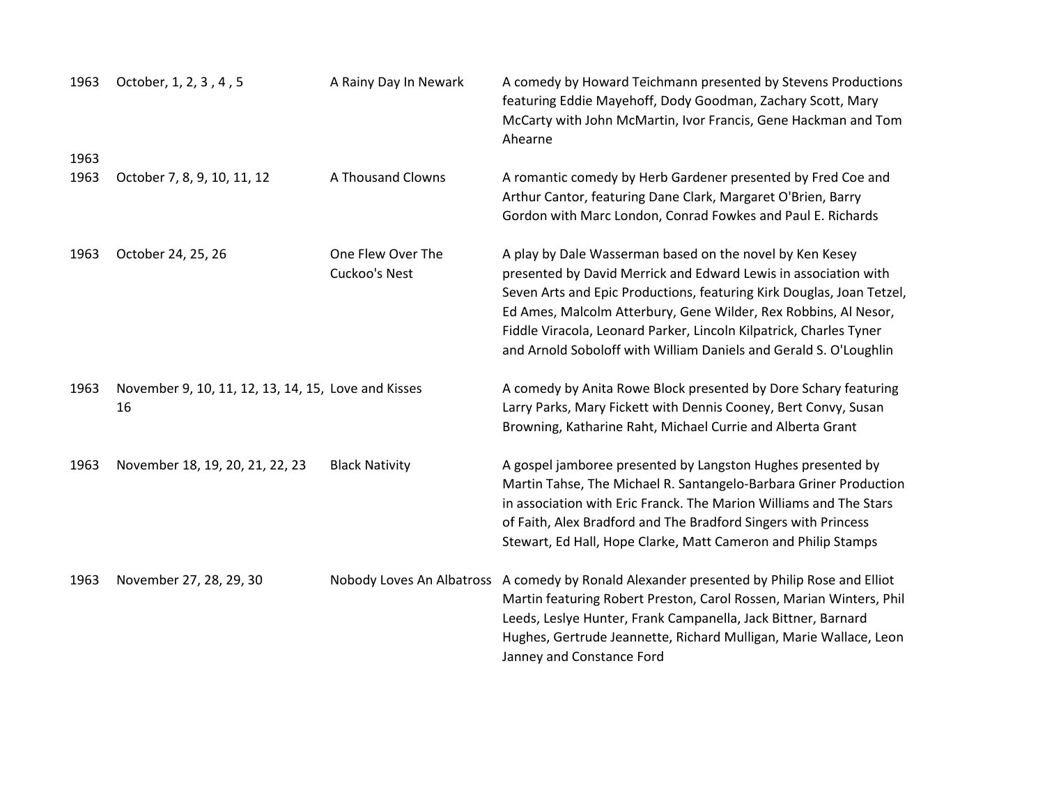| | | | |
|---|---|---|---|
| 1963 | October, 1, 2, 3 , 4 , 5 | A Rainy Day In Newark | A comedy by Howard Teichmann presented by Stevens Productions featuring Eddie Mayehoff, Dody Goodman, Zachary Scott, Mary McCarty with John McMartin, Ivor Francis, Gene Hackman and Tom Ahearne |
| 1963 | | | |
| 1963 | October 7, 8, 9, 10, 11, 12 | A Thousand Clowns | A romantic comedy by Herb Gardener presented by Fred Coe and Arthur Cantor, featuring Dane Clark, Margaret O'Brien, Barry Gordon with Marc London, Conrad Fowkes and Paul E. Richards |
| 1963 | October 24, 25, 26 | One Flew Over The Cuckoo's Nest | A play by Dale Wasserman based on the novel by Ken Kesey presented by David Merrick and Edward Lewis in association with Seven Arts and Epic Productions, featuring Kirk Douglas, Joan Tetzel, Ed Ames, Malcolm Atterbury, Gene Wilder, Rex Robbins, Al Nesor, Fiddle Viracola, Leonard Parker, Lincoln Kilpatrick, Charles Tyner and Arnold Soboloff with William Daniels and Gerald S. O'Loughlin |
| 1963 | November 9, 10, 11, 12, 13, 14, 15, 16 | Love and Kisses | A comedy by Anita Rowe Block presented by Dore Schary featuring Larry Parks, Mary Fickett with Dennis Cooney, Bert Convy, Susan Browning, Katharine Raht, Michael Currie and Alberta Grant |
| 1963 | November 18, 19, 20, 21, 22, 23 | Black Nativity | A gospel jamboree presented by Langston Hughes presented by Martin Tahse, The Michael R. Santangelo-Barbara Griner Production in association with Eric Franck. The Marion Williams and The Stars of Faith, Alex Bradford and The Bradford Singers with Princess Stewart, Ed Hall, Hope Clarke, Matt Cameron and Philip Stamps |
| 1963 | November 27, 28, 29, 30 | Nobody Loves An Albatross | A comedy by Ronald Alexander presented by Philip Rose and Elliot Martin featuring Robert Preston, Carol Rossen, Marian Winters, Phil Leeds, Leslye Hunter, Frank Campanella, Jack Bittner, Barnard Hughes, Gertrude Jeannette, Richard Mulligan, Marie Wallace, Leon Janney and Constance Ford |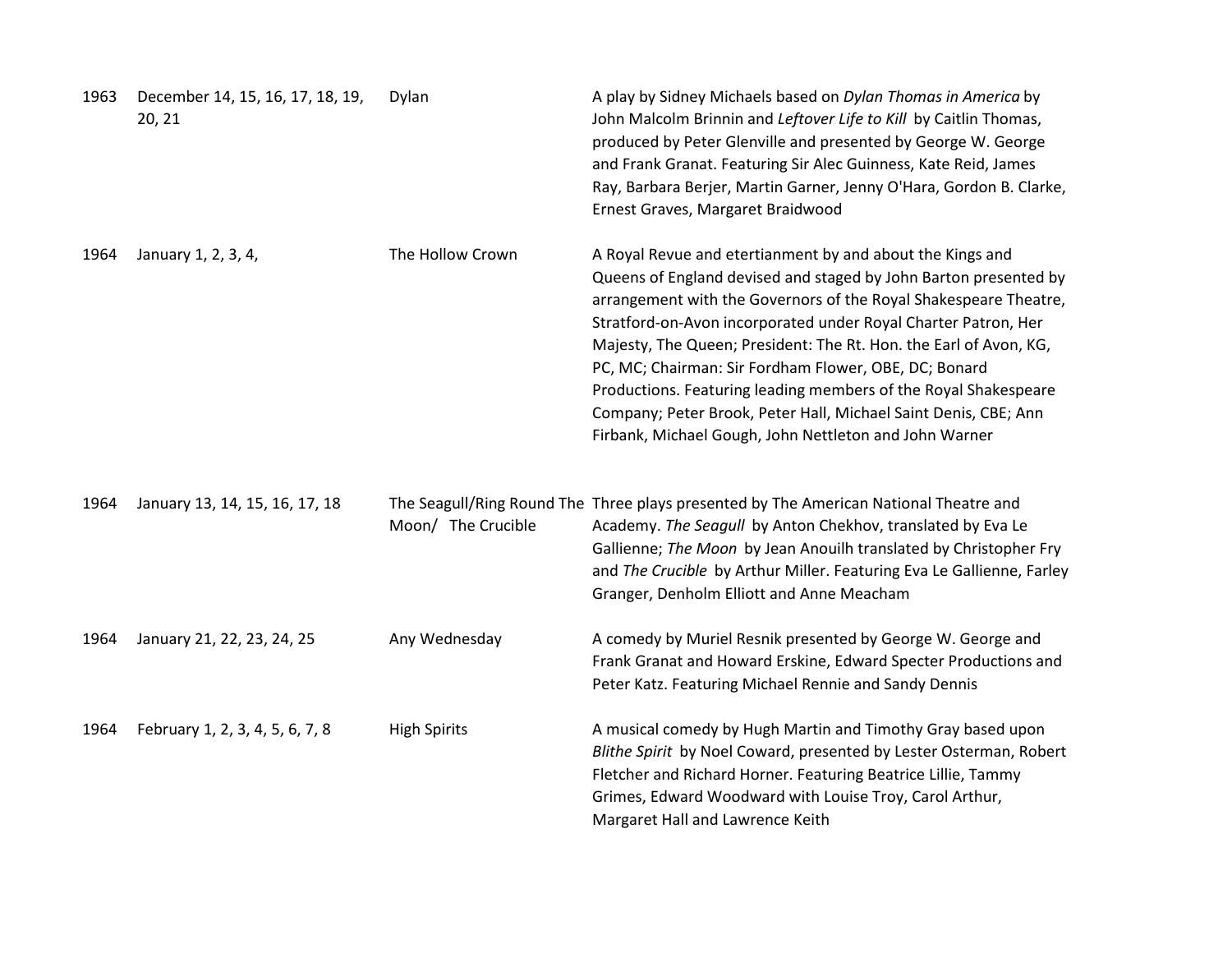| | | | |
|---|---|---|---|
| 1963 | December 14, 15, 16, 17, 18, 19, 20, 21 | Dylan | A play by Sidney Michaels based on *Dylan Thomas in America* by John Malcolm Brinnin and *Leftover Life to Kill* by Caitlin Thomas, produced by Peter Glenville and presented by George W. George and Frank Granat. Featuring Sir Alec Guinness, Kate Reid, James Ray, Barbara Berjer, Martin Garner, Jenny O'Hara, Gordon B. Clarke, Ernest Graves, Margaret Braidwood |
| 1964 | January 1, 2, 3, 4, | The Hollow Crown | A Royal Revue and etertianment by and about the Kings and Queens of England devised and staged by John Barton presented by arrangement with the Governors of the Royal Shakespeare Theatre, Stratford-on-Avon incorporated under Royal Charter Patron, Her Majesty, The Queen; President: The Rt. Hon. the Earl of Avon, KG, PC, MC; Chairman: Sir Fordham Flower, OBE, DC; Bonard Productions. Featuring leading members of the Royal Shakespeare Company; Peter Brook, Peter Hall, Michael Saint Denis, CBE; Ann Firbank, Michael Gough, John Nettleton and John Warner |
| 1964 | January 13, 14, 15, 16, 17, 18 | The Seagull/Ring Round The Moon/ The Crucible | Three plays presented by The American National Theatre and Academy. *The Seagull* by Anton Chekhov, translated by Eva Le Gallienne; *The Moon* by Jean Anouilh translated by Christopher Fry and *The Crucible* by Arthur Miller. Featuring Eva Le Gallienne, Farley Granger, Denholm Elliott and Anne Meacham |
| 1964 | January 21, 22, 23, 24, 25 | Any Wednesday | A comedy by Muriel Resnik presented by George W. George and Frank Granat and Howard Erskine, Edward Specter Productions and Peter Katz. Featuring Michael Rennie and Sandy Dennis |
| 1964 | February 1, 2, 3, 4, 5, 6, 7, 8 | High Spirits | A musical comedy by Hugh Martin and Timothy Gray based upon *Blithe Spirit* by Noel Coward, presented by Lester Osterman, Robert Fletcher and Richard Horner. Featuring Beatrice Lillie, Tammy Grimes, Edward Woodward with Louise Troy, Carol Arthur, Margaret Hall and Lawrence Keith |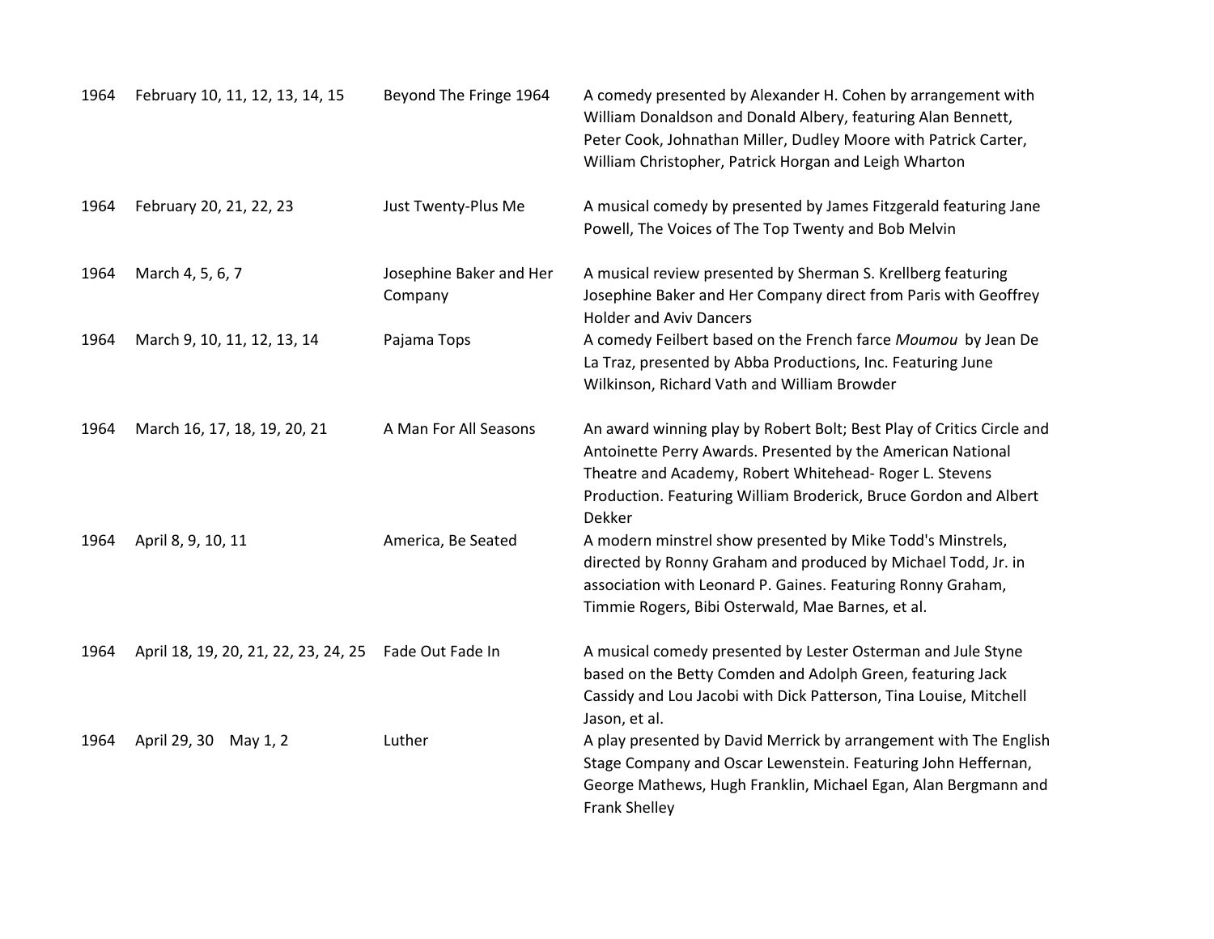| | | | |
|---|---|---|---|
| 1964 | February 10, 11, 12, 13, 14, 15 | Beyond The Fringe 1964 | A comedy presented by Alexander H. Cohen by arrangement with William Donaldson and Donald Albery, featuring Alan Bennett, Peter Cook, Johnathan Miller, Dudley Moore with Patrick Carter, William Christopher, Patrick Horgan and Leigh Wharton |
| 1964 | February 20, 21, 22, 23 | Just Twenty-Plus Me | A musical comedy by presented by James Fitzgerald featuring Jane Powell, The Voices of The Top Twenty and Bob Melvin |
| 1964 | March 4, 5, 6, 7 | Josephine Baker and Her Company | A musical review presented by Sherman S. Krellberg featuring Josephine Baker and Her Company direct from Paris with Geoffrey Holder and Aviv Dancers |
| 1964 | March 9, 10, 11, 12, 13, 14 | Pajama Tops | A comedy Feilbert based on the French farce *Moumou* by Jean De La Traz, presented by Abba Productions, Inc. Featuring June Wilkinson, Richard Vath and William Browder |
| 1964 | March 16, 17, 18, 19, 20, 21 | A Man For All Seasons | An award winning play by Robert Bolt; Best Play of Critics Circle and Antoinette Perry Awards. Presented by the American National Theatre and Academy, Robert Whitehead- Roger L. Stevens Production. Featuring William Broderick, Bruce Gordon and Albert Dekker |
| 1964 | April 8, 9, 10, 11 | America, Be Seated | A modern minstrel show presented by Mike Todd's Minstrels, directed by Ronny Graham and produced by Michael Todd, Jr. in association with Leonard P. Gaines. Featuring Ronny Graham, Timmie Rogers, Bibi Osterwald, Mae Barnes, et al. |
| 1964 | April 18, 19, 20, 21, 22, 23, 24, 25 | Fade Out Fade In | A musical comedy presented by Lester Osterman and Jule Styne based on the Betty Comden and Adolph Green, featuring Jack Cassidy and Lou Jacobi with Dick Patterson, Tina Louise, Mitchell Jason, et al. |
| 1964 | April 29, 30 May 1, 2 | Luther | A play presented by David Merrick by arrangement with The English Stage Company and Oscar Lewenstein. Featuring John Heffernan, George Mathews, Hugh Franklin, Michael Egan, Alan Bergmann and Frank Shelley |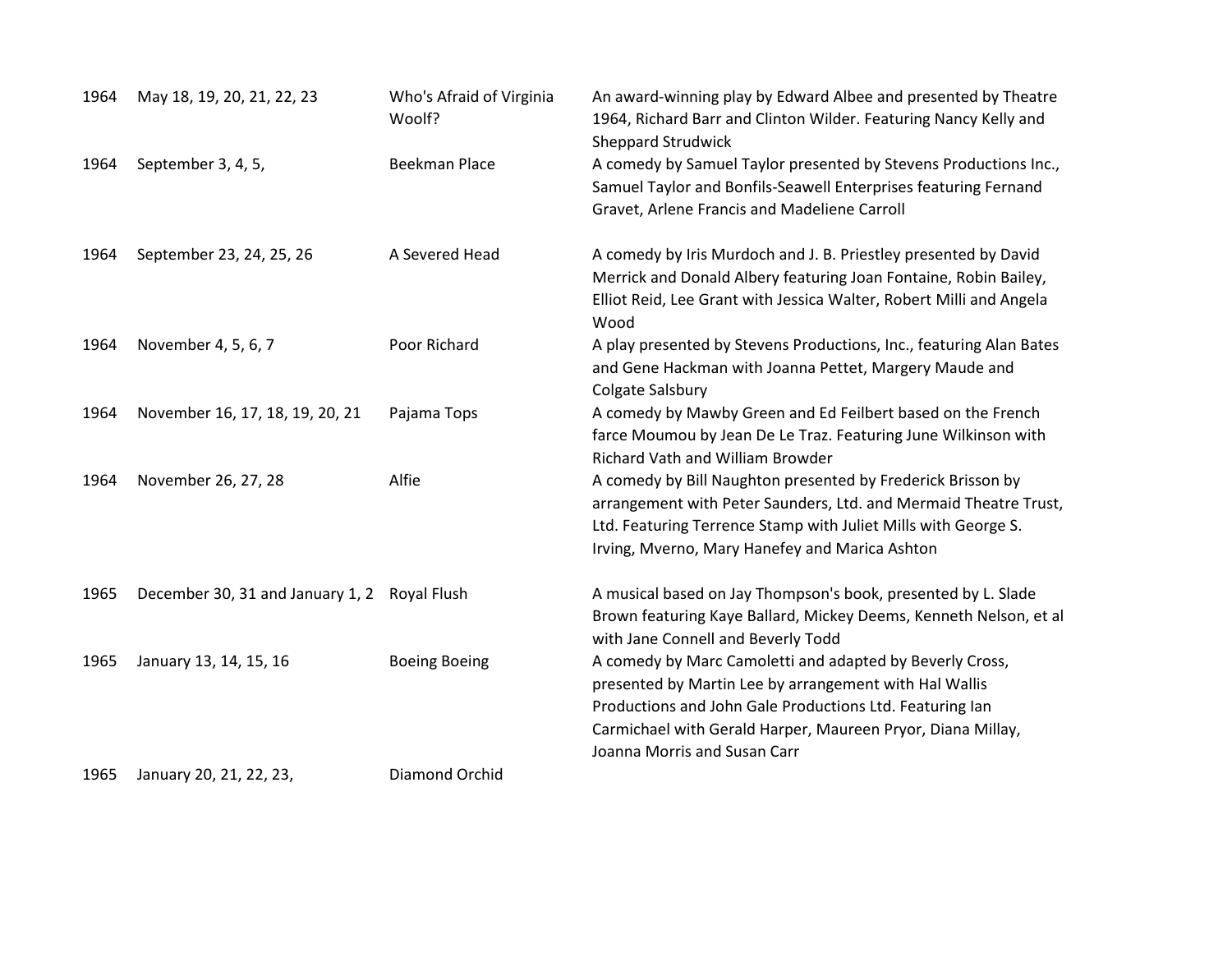| | | | |
|---|---|---|---|
| 1964 | May 18, 19, 20, 21, 22, 23 | Who's Afraid of Virginia Woolf? | An award-winning play by Edward Albee and presented by Theatre 1964, Richard Barr and Clinton Wilder. Featuring Nancy Kelly and Sheppard Strudwick |
| 1964 | September 3, 4, 5, | Beekman Place | A comedy by Samuel Taylor presented by Stevens Productions Inc., Samuel Taylor and Bonfils-Seawell Enterprises featuring Fernand Gravet, Arlene Francis and Madeliene Carroll |
| 1964 | September 23, 24, 25, 26 | A Severed Head | A comedy by Iris Murdoch and J. B. Priestley presented by David Merrick and Donald Albery featuring Joan Fontaine, Robin Bailey, Elliot Reid, Lee Grant with Jessica Walter, Robert Milli and Angela Wood |
| 1964 | November 4, 5, 6, 7 | Poor Richard | A play presented by Stevens Productions, Inc., featuring Alan Bates and Gene Hackman with Joanna Pettet, Margery Maude and Colgate Salsbury |
| 1964 | November 16, 17, 18, 19, 20, 21 | Pajama Tops | A comedy by Mawby Green and Ed Feilbert based on the French farce Moumou by Jean De Le Traz. Featuring June Wilkinson with Richard Vath and William Browder |
| 1964 | November 26, 27, 28 | Alfie | A comedy by Bill Naughton presented by Frederick Brisson by arrangement with Peter Saunders, Ltd. and Mermaid Theatre Trust, Ltd. Featuring Terrence Stamp with Juliet Mills with George S. Irving, Mverno, Mary Hanefey and Marica Ashton |
| 1965 | December 30, 31 and January 1, 2 | Royal Flush | A musical based on Jay Thompson's book, presented by L. Slade Brown featuring Kaye Ballard, Mickey Deems, Kenneth Nelson, et al with Jane Connell and Beverly Todd |
| 1965 | January 13, 14, 15, 16 | Boeing Boeing | A comedy by Marc Camoletti and adapted by Beverly Cross, presented by Martin Lee by arrangement with Hal Wallis Productions and John Gale Productions Ltd. Featuring Ian Carmichael with Gerald Harper, Maureen Pryor, Diana Millay, Joanna Morris and Susan Carr |
| 1965 | January 20, 21, 22, 23, | Diamond Orchid | |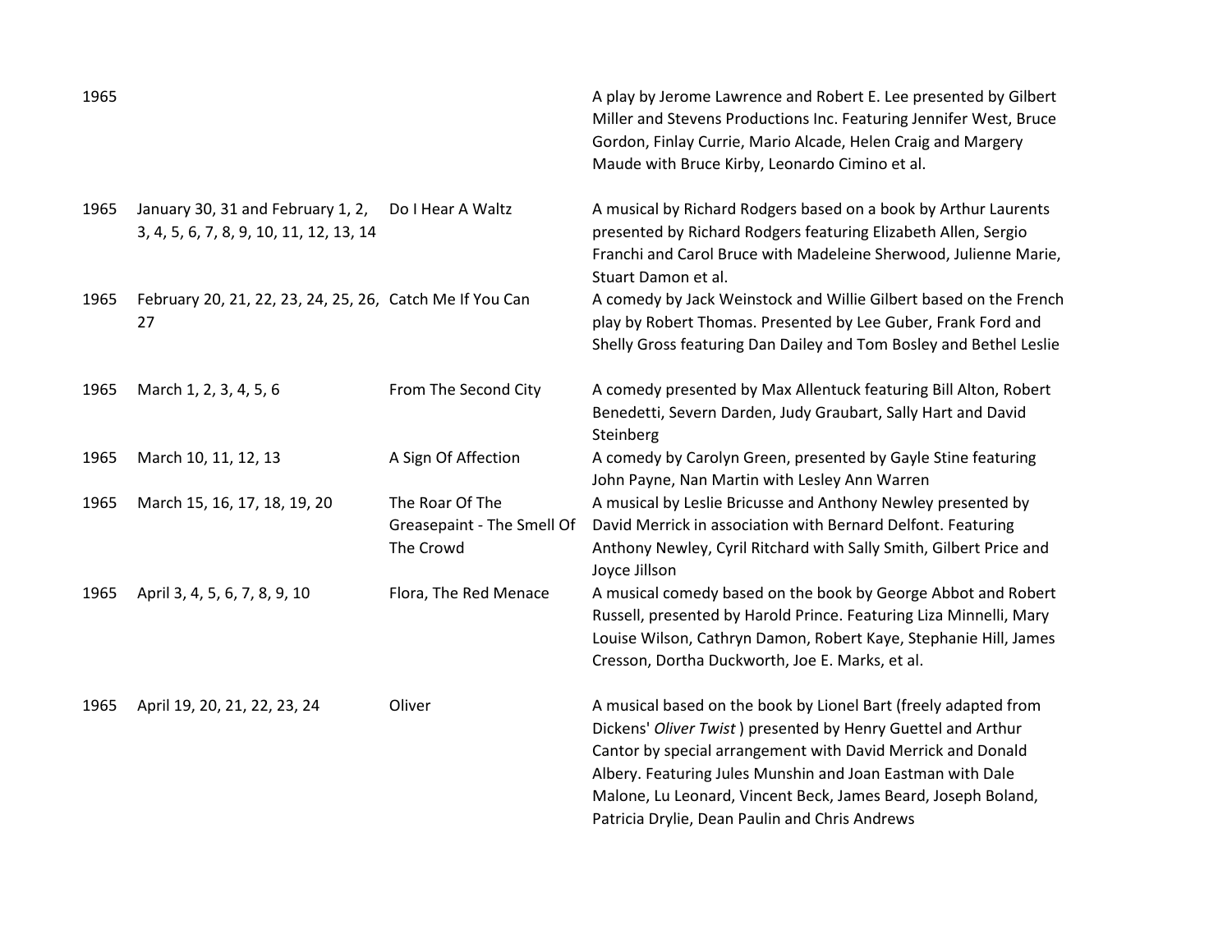| | | | |
|---|---|---|---|
| 1965 | | | A play by Jerome Lawrence and Robert E. Lee presented by Gilbert Miller and Stevens Productions Inc. Featuring Jennifer West, Bruce Gordon, Finlay Currie, Mario Alcade, Helen Craig and Margery Maude with Bruce Kirby, Leonardo Cimino et al. |
| 1965 | January 30, 31 and February 1, 2, 3, 4, 5, 6, 7, 8, 9, 10, 11, 12, 13, 14 | Do I Hear A Waltz | A musical by Richard Rodgers based on a book by Arthur Laurents presented by Richard Rodgers featuring Elizabeth Allen, Sergio Franchi and Carol Bruce with Madeleine Sherwood, Julienne Marie, Stuart Damon et al. |
| 1965 | February 20, 21, 22, 23, 24, 25, 26, 27 | Catch Me If You Can | A comedy by Jack Weinstock and Willie Gilbert based on the French play by Robert Thomas. Presented by Lee Guber, Frank Ford and Shelly Gross featuring Dan Dailey and Tom Bosley and Bethel Leslie |
| 1965 | March 1, 2, 3, 4, 5, 6 | From The Second City | A comedy presented by Max Allentuck featuring Bill Alton, Robert Benedetti, Severn Darden, Judy Graubart, Sally Hart and David Steinberg |
| 1965 | March 10, 11, 12, 13 | A Sign Of Affection | A comedy by Carolyn Green, presented by Gayle Stine featuring John Payne, Nan Martin with Lesley Ann Warren |
| 1965 | March 15, 16, 17, 18, 19, 20 | The Roar Of The Greasepaint - The Smell Of The Crowd | A musical by Leslie Bricusse and Anthony Newley presented by David Merrick in association with Bernard Delfont. Featuring Anthony Newley, Cyril Ritchard with Sally Smith, Gilbert Price and Joyce Jillson |
| 1965 | April 3, 4, 5, 6, 7, 8, 9, 10 | Flora, The Red Menace | A musical comedy based on the book by George Abbot and Robert Russell, presented by Harold Prince. Featuring Liza Minnelli, Mary Louise Wilson, Cathryn Damon, Robert Kaye, Stephanie Hill, James Cresson, Dortha Duckworth, Joe E. Marks, et al. |
| 1965 | April 19, 20, 21, 22, 23, 24 | Oliver | A musical based on the book by Lionel Bart (freely adapted from Dickens' *Oliver Twist* ) presented by Henry Guettel and Arthur Cantor by special arrangement with David Merrick and Donald Albery. Featuring Jules Munshin and Joan Eastman with Dale Malone, Lu Leonard, Vincent Beck, James Beard, Joseph Boland, Patricia Drylie, Dean Paulin and Chris Andrews |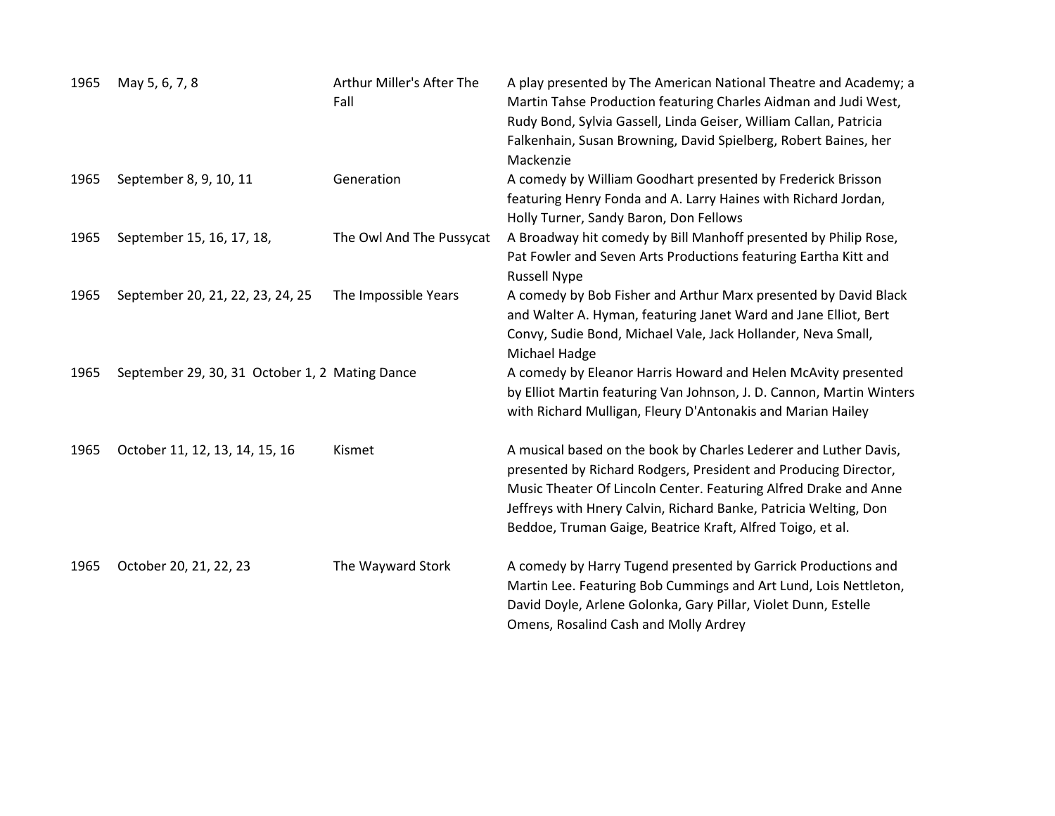| | | | |
|---|---|---|---|
| 1965 | May 5, 6, 7, 8 | Arthur Miller's After The Fall | A play presented by The American National Theatre and Academy; a Martin Tahse Production featuring Charles Aidman and Judi West, Rudy Bond, Sylvia Gassell, Linda Geiser, William Callan, Patricia Falkenhain, Susan Browning, David Spielberg, Robert Baines, her Mackenzie |
| 1965 | September 8, 9, 10, 11 | Generation | A comedy by William Goodhart presented by Frederick Brisson featuring Henry Fonda and A. Larry Haines with Richard Jordan, Holly Turner, Sandy Baron, Don Fellows |
| 1965 | September 15, 16, 17, 18, | The Owl And The Pussycat | A Broadway hit comedy by Bill Manhoff presented by Philip Rose, Pat Fowler and Seven Arts Productions featuring Eartha Kitt and Russell Nype |
| 1965 | September 20, 21, 22, 23, 24, 25 | The Impossible Years | A comedy by Bob Fisher and Arthur Marx presented by David Black and Walter A. Hyman, featuring Janet Ward and Jane Elliot, Bert Convy, Sudie Bond, Michael Vale, Jack Hollander, Neva Small, Michael Hadge |
| 1965 | September 29, 30, 31 October 1, 2 | Mating Dance | A comedy by Eleanor Harris Howard and Helen McAvity presented by Elliot Martin featuring Van Johnson, J. D. Cannon, Martin Winters with Richard Mulligan, Fleury D'Antonakis and Marian Hailey |
| 1965 | October 11, 12, 13, 14, 15, 16 | Kismet | A musical based on the book by Charles Lederer and Luther Davis, presented by Richard Rodgers, President and Producing Director, Music Theater Of Lincoln Center. Featuring Alfred Drake and Anne Jeffreys with Hnery Calvin, Richard Banke, Patricia Welting, Don Beddoe, Truman Gaige, Beatrice Kraft, Alfred Toigo, et al. |
| 1965 | October 20, 21, 22, 23 | The Wayward Stork | A comedy by Harry Tugend presented by Garrick Productions and Martin Lee. Featuring Bob Cummings and Art Lund, Lois Nettleton, David Doyle, Arlene Golonka, Gary Pillar, Violet Dunn, Estelle Omens, Rosalind Cash and Molly Ardrey |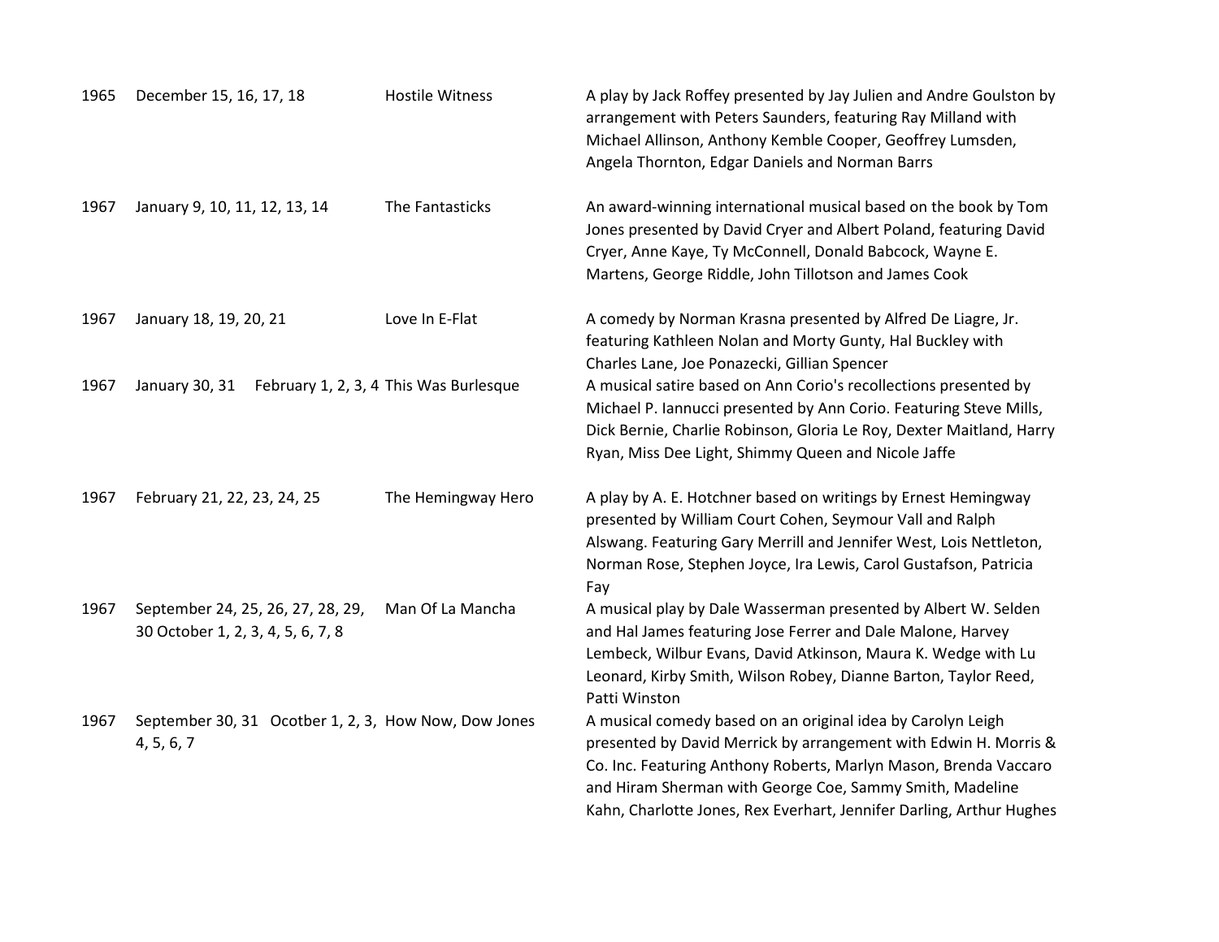| | | | |
|---|---|---|---|
| 1965 | December 15, 16, 17, 18 | Hostile Witness | A play by Jack Roffey presented by Jay Julien and Andre Goulston by arrangement with Peters Saunders, featuring Ray Milland with Michael Allinson, Anthony Kemble Cooper, Geoffrey Lumsden, Angela Thornton, Edgar Daniels and Norman Barrs |
| 1967 | January 9, 10, 11, 12, 13, 14 | The Fantasticks | An award-winning international musical based on the book by Tom Jones presented by David Cryer and Albert Poland, featuring David Cryer, Anne Kaye, Ty McConnell, Donald Babcock, Wayne E. Martens, George Riddle, John Tillotson and James Cook |
| 1967 | January 18, 19, 20, 21 | Love In E-Flat | A comedy by Norman Krasna presented by Alfred De Liagre, Jr. featuring Kathleen Nolan and Morty Gunty, Hal Buckley with Charles Lane, Joe Ponazecki, Gillian Spencer |
| 1967 | January 30, 31 February 1, 2, 3, 4 | This Was Burlesque | A musical satire based on Ann Corio's recollections presented by Michael P. Iannucci presented by Ann Corio. Featuring Steve Mills, Dick Bernie, Charlie Robinson, Gloria Le Roy, Dexter Maitland, Harry Ryan, Miss Dee Light, Shimmy Queen and Nicole Jaffe |
| 1967 | February 21, 22, 23, 24, 25 | The Hemingway Hero | A play by A. E. Hotchner based on writings by Ernest Hemingway presented by William Court Cohen, Seymour Vall and Ralph Alswang. Featuring Gary Merrill and Jennifer West, Lois Nettleton, Norman Rose, Stephen Joyce, Ira Lewis, Carol Gustafson, Patricia Fay |
| 1967 | September 24, 25, 26, 27, 28, 29, 30 October 1, 2, 3, 4, 5, 6, 7, 8 | Man Of La Mancha | A musical play by Dale Wasserman presented by Albert W. Selden and Hal James featuring Jose Ferrer and Dale Malone, Harvey Lembeck, Wilbur Evans, David Atkinson, Maura K. Wedge with Lu Leonard, Kirby Smith, Wilson Robey, Dianne Barton, Taylor Reed, Patti Winston |
| 1967 | September 30, 31 Ocotber 1, 2, 3, 4, 5, 6, 7 | How Now, Dow Jones | A musical comedy based on an original idea by Carolyn Leigh presented by David Merrick by arrangement with Edwin H. Morris & Co. Inc. Featuring Anthony Roberts, Marlyn Mason, Brenda Vaccaro and Hiram Sherman with George Coe, Sammy Smith, Madeline Kahn, Charlotte Jones, Rex Everhart, Jennifer Darling, Arthur Hughes |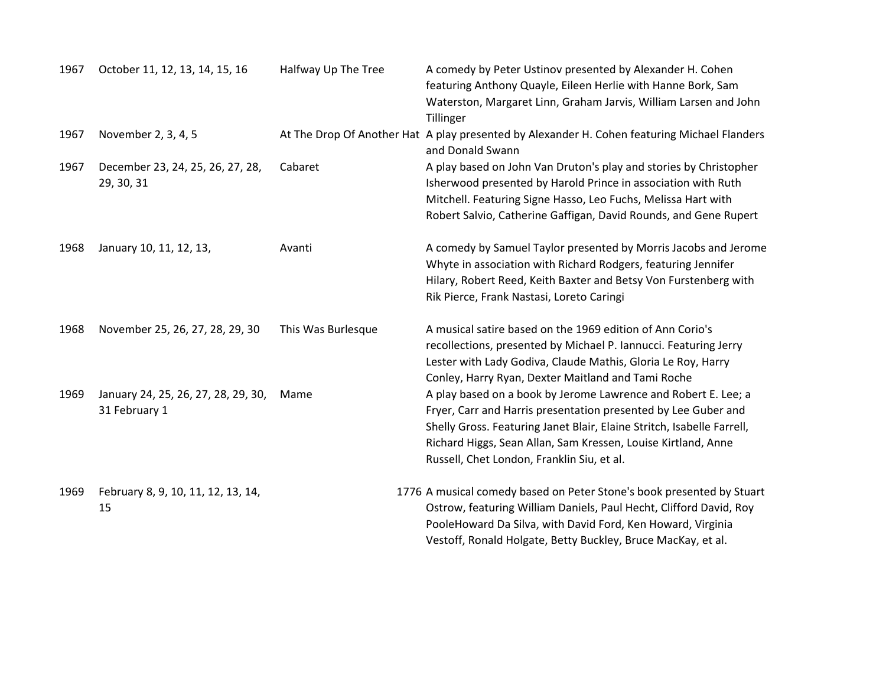| | | | |
|---|---|---|---|
| 1967 | October 11, 12, 13, 14, 15, 16 | Halfway Up The Tree | A comedy by Peter Ustinov presented by Alexander H. Cohen featuring Anthony Quayle, Eileen Herlie with Hanne Bork, Sam Waterston, Margaret Linn, Graham Jarvis, William Larsen and John Tillinger |
| 1967 | November 2, 3, 4, 5 | At The Drop Of Another Hat | A play presented by Alexander H. Cohen featuring Michael Flanders and Donald Swann |
| 1967 | December 23, 24, 25, 26, 27, 28, 29, 30, 31 | Cabaret | A play based on John Van Druton's play and stories by Christopher Isherwood presented by Harold Prince in association with Ruth Mitchell. Featuring Signe Hasso, Leo Fuchs, Melissa Hart with Robert Salvio, Catherine Gaffigan, David Rounds, and Gene Rupert |
| 1968 | January 10, 11, 12, 13, | Avanti | A comedy by Samuel Taylor presented by Morris Jacobs and Jerome Whyte in association with Richard Rodgers, featuring Jennifer Hilary, Robert Reed, Keith Baxter and Betsy Von Furstenberg with Rik Pierce, Frank Nastasi, Loreto Caringi |
| 1968 | November 25, 26, 27, 28, 29, 30 | This Was Burlesque | A musical satire based on the 1969 edition of Ann Corio's recollections, presented by Michael P. Iannucci. Featuring Jerry Lester with Lady Godiva, Claude Mathis, Gloria Le Roy, Harry Conley, Harry Ryan, Dexter Maitland and Tami Roche |
| 1969 | January 24, 25, 26, 27, 28, 29, 30, 31 February 1 | Mame | A play based on a book by Jerome Lawrence and Robert E. Lee; a Fryer, Carr and Harris presentation presented by Lee Guber and Shelly Gross. Featuring Janet Blair, Elaine Stritch, Isabelle Farrell, Richard Higgs, Sean Allan, Sam Kressen, Louise Kirtland, Anne Russell, Chet London, Franklin Siu, et al. |
| 1969 | February 8, 9, 10, 11, 12, 13, 14, 15 | 1776 | A musical comedy based on Peter Stone's book presented by Stuart Ostrow, featuring William Daniels, Paul Hecht, Clifford David, Roy PooleHoward Da Silva, with David Ford, Ken Howard, Virginia Vestoff, Ronald Holgate, Betty Buckley, Bruce MacKay, et al. |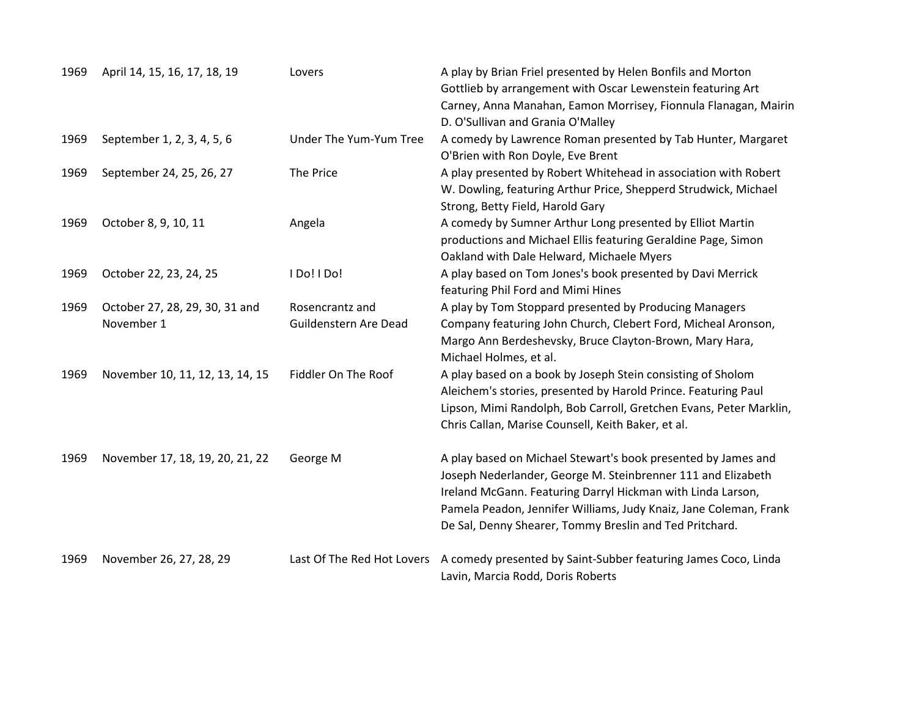| | | | |
|---|---|---|---|
| 1969 | April 14, 15, 16, 17, 18, 19 | Lovers | A play by Brian Friel presented by Helen Bonfils and Morton Gottlieb by arrangement with Oscar Lewenstein featuring Art Carney, Anna Manahan, Eamon Morrisey, Fionnula Flanagan, Mairin D. O'Sullivan and Grania O'Malley |
| 1969 | September 1, 2, 3, 4, 5, 6 | Under The Yum-Yum Tree | A comedy by Lawrence Roman presented by Tab Hunter, Margaret O'Brien with Ron Doyle, Eve Brent |
| 1969 | September 24, 25, 26, 27 | The Price | A play presented by Robert Whitehead in association with Robert W. Dowling, featuring Arthur Price, Shepperd Strudwick, Michael Strong, Betty Field, Harold Gary |
| 1969 | October 8, 9, 10, 11 | Angela | A comedy by Sumner Arthur Long presented by Elliot Martin productions and Michael Ellis featuring Geraldine Page, Simon Oakland with Dale Helward, Michaele Myers |
| 1969 | October 22, 23, 24, 25 | I Do! I Do! | A play based on Tom Jones's book presented by Davi Merrick featuring Phil Ford and Mimi Hines |
| 1969 | October 27, 28, 29, 30, 31 and November 1 | Rosencrantz and Guildenstern Are Dead | A play by Tom Stoppard presented by Producing Managers Company featuring John Church, Clebert Ford, Micheal Aronson, Margo Ann Berdeshevsky, Bruce Clayton-Brown, Mary Hara, Michael Holmes, et al. |
| 1969 | November 10, 11, 12, 13, 14, 15 | Fiddler On The Roof | A play based on a book by Joseph Stein consisting of Sholom Aleichem's stories, presented by Harold Prince. Featuring Paul Lipson, Mimi Randolph, Bob Carroll, Gretchen Evans, Peter Marklin, Chris Callan, Marise Counsell, Keith Baker, et al. |
| 1969 | November 17, 18, 19, 20, 21, 22 | George M | A play based on Michael Stewart's book presented by James and Joseph Nederlander, George M. Steinbrenner 111 and Elizabeth Ireland McGann. Featuring Darryl Hickman with Linda Larson, Pamela Peadon, Jennifer Williams, Judy Knaiz, Jane Coleman, Frank De Sal, Denny Shearer, Tommy Breslin and Ted Pritchard. |
| 1969 | November 26, 27, 28, 29 | Last Of The Red Hot Lovers | A comedy presented by Saint-Subber featuring James Coco, Linda Lavin, Marcia Rodd, Doris Roberts |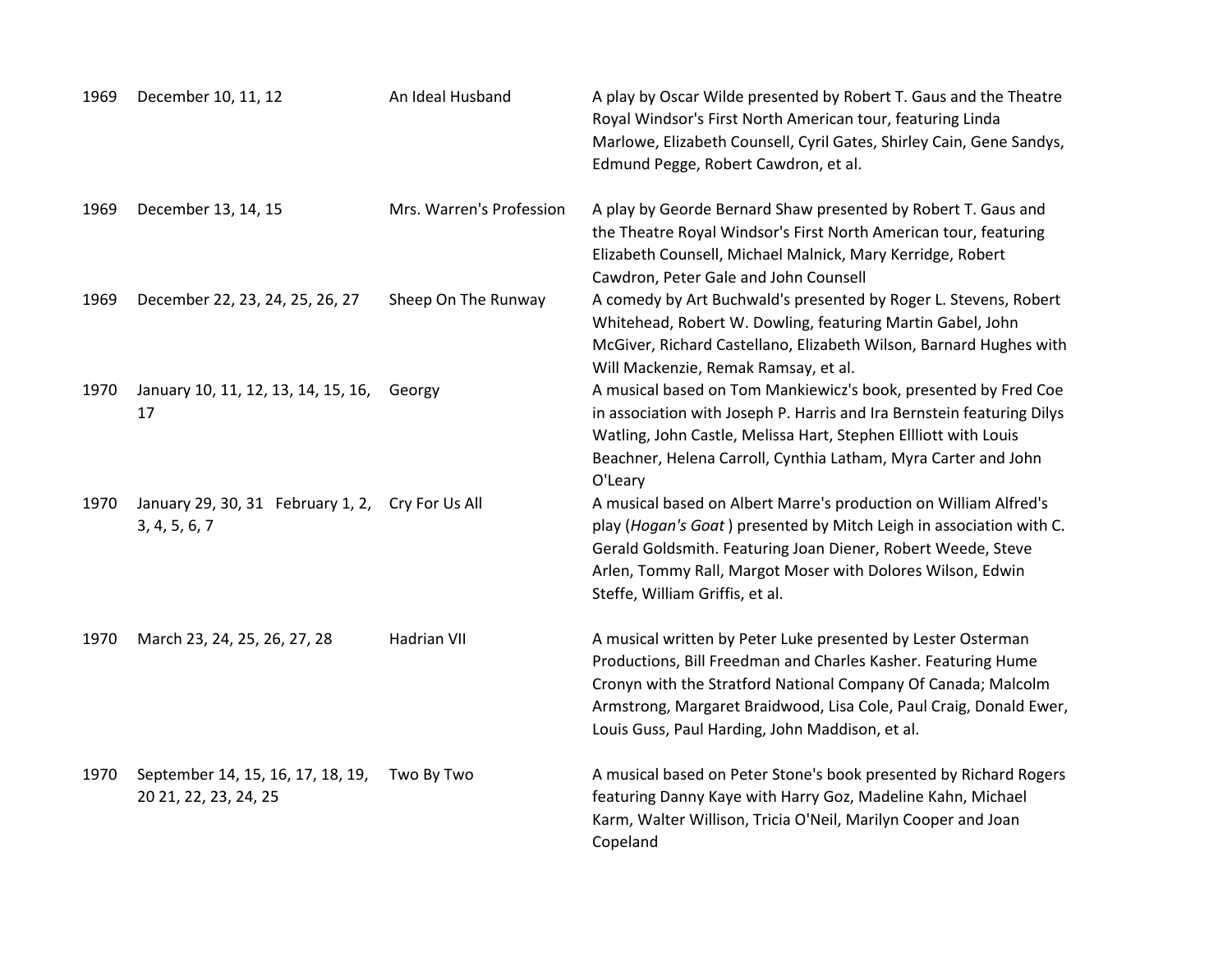| | | | |
|---|---|---|---|
| 1969 | December 10, 11, 12 | An Ideal Husband | A play by Oscar Wilde presented by Robert T. Gaus and the Theatre Royal Windsor's First North American tour, featuring Linda Marlowe, Elizabeth Counsell, Cyril Gates, Shirley Cain, Gene Sandys, Edmund Pegge, Robert Cawdron, et al. |
| 1969 | December 13, 14, 15 | Mrs. Warren's Profession | A play by Georde Bernard Shaw presented by Robert T. Gaus and the Theatre Royal Windsor's First North American tour, featuring Elizabeth Counsell, Michael Malnick, Mary Kerridge, Robert Cawdron, Peter Gale and John Counsell |
| 1969 | December 22, 23, 24, 25, 26, 27 | Sheep On The Runway | A comedy by Art Buchwald's presented by Roger L. Stevens, Robert Whitehead, Robert W. Dowling, featuring Martin Gabel, John McGiver, Richard Castellano, Elizabeth Wilson, Barnard Hughes with Will Mackenzie, Remak Ramsay, et al. |
| 1970 | January 10, 11, 12, 13, 14, 15, 16, 17 | Georgy | A musical based on Tom Mankiewicz's book, presented by Fred Coe in association with Joseph P. Harris and Ira Bernstein featuring Dilys Watling, John Castle, Melissa Hart, Stephen Ellliott with Louis Beachner, Helena Carroll, Cynthia Latham, Myra Carter and John O'Leary |
| 1970 | January 29, 30, 31 February 1, 2, 3, 4, 5, 6, 7 | Cry For Us All | A musical based on Albert Marre's production on William Alfred's play (*Hogan's Goat* ) presented by Mitch Leigh in association with C. Gerald Goldsmith. Featuring Joan Diener, Robert Weede, Steve Arlen, Tommy Rall, Margot Moser with Dolores Wilson, Edwin Steffe, William Griffis, et al. |
| 1970 | March 23, 24, 25, 26, 27, 28 | Hadrian VII | A musical written by Peter Luke presented by Lester Osterman Productions, Bill Freedman and Charles Kasher. Featuring Hume Cronyn with the Stratford National Company Of Canada; Malcolm Armstrong, Margaret Braidwood, Lisa Cole, Paul Craig, Donald Ewer, Louis Guss, Paul Harding, John Maddison, et al. |
| 1970 | September 14, 15, 16, 17, 18, 19, 20 21, 22, 23, 24, 25 | Two By Two | A musical based on Peter Stone's book presented by Richard Rogers featuring Danny Kaye with Harry Goz, Madeline Kahn, Michael Karm, Walter Willison, Tricia O'Neil, Marilyn Cooper and Joan Copeland |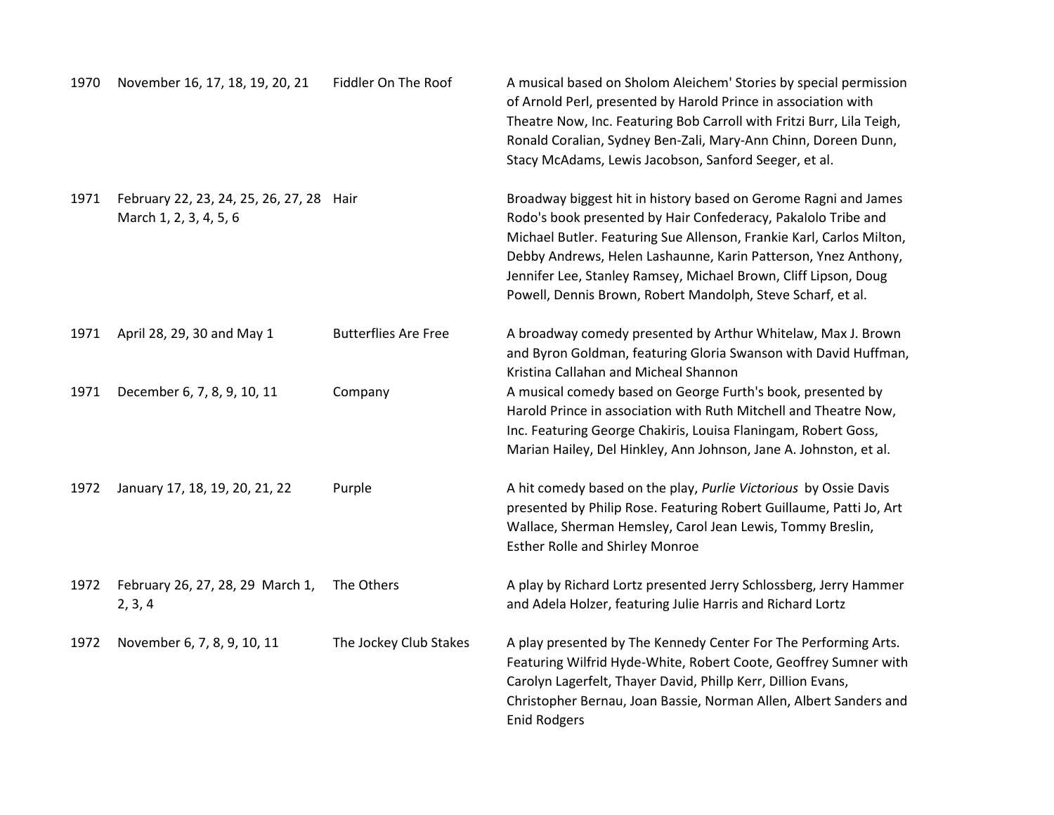| | | | |
|---|---|---|---|
| 1970 | November 16, 17, 18, 19, 20, 21 | Fiddler On The Roof | A musical based on Sholom Aleichem' Stories by special permission of Arnold Perl, presented by Harold Prince in association with Theatre Now, Inc. Featuring Bob Carroll with Fritzi Burr, Lila Teigh, Ronald Coralian, Sydney Ben-Zali, Mary-Ann Chinn, Doreen Dunn, Stacy McAdams, Lewis Jacobson, Sanford Seeger, et al. |
| 1971 | February 22, 23, 24, 25, 26, 27, 28 March 1, 2, 3, 4, 5, 6 | Hair | Broadway biggest hit in history based on Gerome Ragni and James Rodo's book presented by Hair Confederacy, Pakalolo Tribe and Michael Butler. Featuring Sue Allenson, Frankie Karl, Carlos Milton, Debby Andrews, Helen Lashaunne, Karin Patterson, Ynez Anthony, Jennifer Lee, Stanley Ramsey, Michael Brown, Cliff Lipson, Doug Powell, Dennis Brown, Robert Mandolph, Steve Scharf, et al. |
| 1971 | April 28, 29, 30 and May 1 | Butterflies Are Free | A broadway comedy presented by Arthur Whitelaw, Max J. Brown and Byron Goldman, featuring Gloria Swanson with David Huffman, Kristina Callahan and Micheal Shannon |
| 1971 | December 6, 7, 8, 9, 10, 11 | Company | A musical comedy based on George Furth's book, presented by Harold Prince in association with Ruth Mitchell and Theatre Now, Inc. Featuring George Chakiris, Louisa Flaningam, Robert Goss, Marian Hailey, Del Hinkley, Ann Johnson, Jane A. Johnston, et al. |
| 1972 | January 17, 18, 19, 20, 21, 22 | Purple | A hit comedy based on the play, *Purlie Victorious* by Ossie Davis presented by Philip Rose. Featuring Robert Guillaume, Patti Jo, Art Wallace, Sherman Hemsley, Carol Jean Lewis, Tommy Breslin, Esther Rolle and Shirley Monroe |
| 1972 | February 26, 27, 28, 29 March 1, 2, 3, 4 | The Others | A play by Richard Lortz presented Jerry Schlossberg, Jerry Hammer and Adela Holzer, featuring Julie Harris and Richard Lortz |
| 1972 | November 6, 7, 8, 9, 10, 11 | The Jockey Club Stakes | A play presented by The Kennedy Center For The Performing Arts. Featuring Wilfrid Hyde-White, Robert Coote, Geoffrey Sumner with Carolyn Lagerfelt, Thayer David, Phillp Kerr, Dillion Evans, Christopher Bernau, Joan Bassie, Norman Allen, Albert Sanders and Enid Rodgers |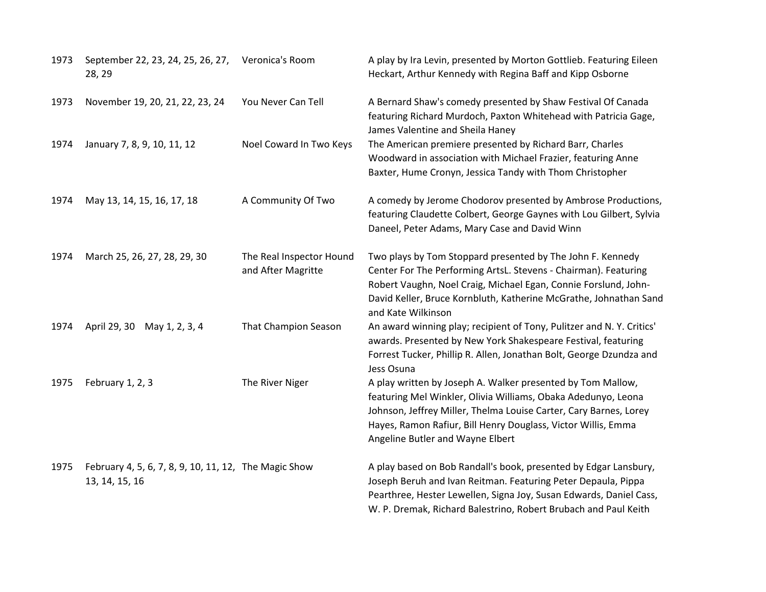| | | | |
|---|---|---|---|
| 1973 | September 22, 23, 24, 25, 26, 27, 28, 29 | Veronica's Room | A play by Ira Levin, presented by Morton Gottlieb. Featuring Eileen Heckart, Arthur Kennedy with Regina Baff and Kipp Osborne |
| 1973 | November 19, 20, 21, 22, 23, 24 | You Never Can Tell | A Bernard Shaw's comedy presented by Shaw Festival Of Canada featuring Richard Murdoch, Paxton Whitehead with Patricia Gage, James Valentine and Sheila Haney |
| 1974 | January 7, 8, 9, 10, 11, 12 | Noel Coward In Two Keys | The American premiere presented by Richard Barr, Charles Woodward in association with Michael Frazier, featuring Anne Baxter, Hume Cronyn, Jessica Tandy with Thom Christopher |
| 1974 | May 13, 14, 15, 16, 17, 18 | A Community Of Two | A comedy by Jerome Chodorov presented by Ambrose Productions, featuring Claudette Colbert, George Gaynes with Lou Gilbert, Sylvia Daneel, Peter Adams, Mary Case and David Winn |
| 1974 | March 25, 26, 27, 28, 29, 30 | The Real Inspector Hound and After Magritte | Two plays by Tom Stoppard presented by The John F. Kennedy Center For The Performing ArtsL. Stevens - Chairman). Featuring Robert Vaughn, Noel Craig, Michael Egan, Connie Forslund, John-David Keller, Bruce Kornbluth, Katherine McGrathe, Johnathan Sand and Kate Wilkinson |
| 1974 | April 29, 30 May 1, 2, 3, 4 | That Champion Season | An award winning play; recipient of Tony, Pulitzer and N. Y. Critics' awards. Presented by New York Shakespeare Festival, featuring Forrest Tucker, Phillip R. Allen, Jonathan Bolt, George Dzundza and Jess Osuna |
| 1975 | February 1, 2, 3 | The River Niger | A play written by Joseph A. Walker presented by Tom Mallow, featuring Mel Winkler, Olivia Williams, Obaka Adedunyo, Leona Johnson, Jeffrey Miller, Thelma Louise Carter, Cary Barnes, Lorey Hayes, Ramon Rafiur, Bill Henry Douglass, Victor Willis, Emma Angeline Butler and Wayne Elbert |
| 1975 | February 4, 5, 6, 7, 8, 9, 10, 11, 12, 13, 14, 15, 16 | The Magic Show | A play based on Bob Randall's book, presented by Edgar Lansbury, Joseph Beruh and Ivan Reitman. Featuring Peter Depaula, Pippa Pearthree, Hester Lewellen, Signa Joy, Susan Edwards, Daniel Cass, W. P. Dremak, Richard Balestrino, Robert Brubach and Paul Keith |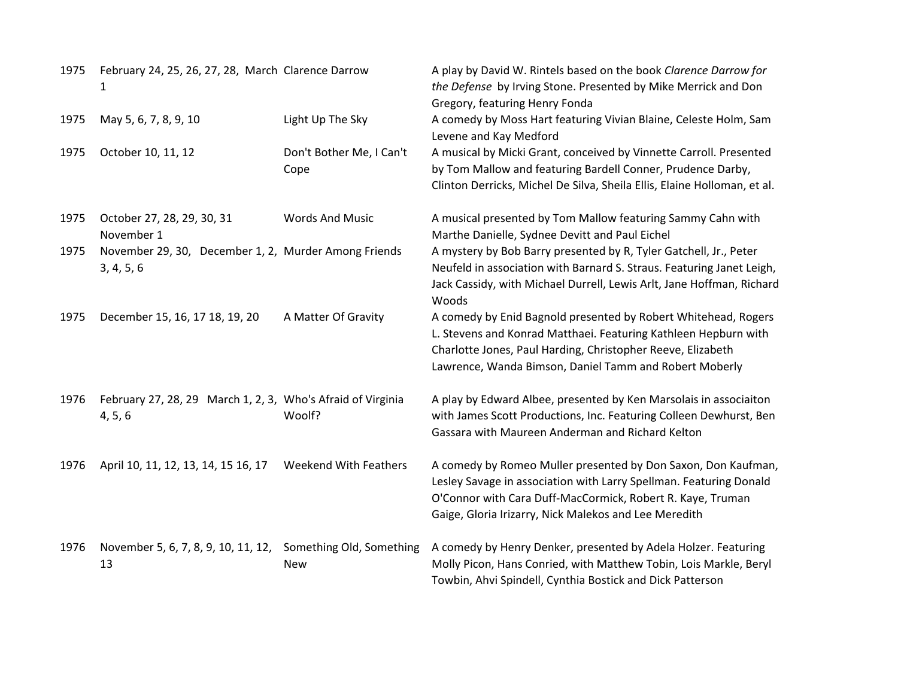| | | | |
|---|---|---|---|
| 1975 | February 24, 25, 26, 27, 28, March 1 | Clarence Darrow | A play by David W. Rintels based on the book *Clarence Darrow for the Defense* by Irving Stone. Presented by Mike Merrick and Don Gregory, featuring Henry Fonda |
| 1975 | May 5, 6, 7, 8, 9, 10 | Light Up The Sky | A comedy by Moss Hart featuring Vivian Blaine, Celeste Holm, Sam Levene and Kay Medford |
| 1975 | October 10, 11, 12 | Don't Bother Me, I Can't Cope | A musical by Micki Grant, conceived by Vinnette Carroll. Presented by Tom Mallow and featuring Bardell Conner, Prudence Darby, Clinton Derricks, Michel De Silva, Sheila Ellis, Elaine Holloman, et al. |
| 1975 | October 27, 28, 29, 30, 31 November 1 | Words And Music | A musical presented by Tom Mallow featuring Sammy Cahn with Marthe Danielle, Sydnee Devitt and Paul Eichel |
| 1975 | November 29, 30, December 1, 2, 3, 4, 5, 6 | Murder Among Friends | A mystery by Bob Barry presented by R, Tyler Gatchell, Jr., Peter Neufeld in association with Barnard S. Straus. Featuring Janet Leigh, Jack Cassidy, with Michael Durrell, Lewis Arlt, Jane Hoffman, Richard Woods |
| 1975 | December 15, 16, 17 18, 19, 20 | A Matter Of Gravity | A comedy by Enid Bagnold presented by Robert Whitehead, Rogers L. Stevens and Konrad Matthaei. Featuring Kathleen Hepburn with Charlotte Jones, Paul Harding, Christopher Reeve, Elizabeth Lawrence, Wanda Bimson, Daniel Tamm and Robert Moberly |
| 1976 | February 27, 28, 29 March 1, 2, 3, 4, 5, 6 | Who's Afraid of Virginia Woolf? | A play by Edward Albee, presented by Ken Marsolais in associaiton with James Scott Productions, Inc. Featuring Colleen Dewhurst, Ben Gassara with Maureen Anderman and Richard Kelton |
| 1976 | April 10, 11, 12, 13, 14, 15 16, 17 | Weekend With Feathers | A comedy by Romeo Muller presented by Don Saxon, Don Kaufman, Lesley Savage in association with Larry Spellman. Featuring Donald O'Connor with Cara Duff-MacCormick, Robert R. Kaye, Truman Gaige, Gloria Irizarry, Nick Malekos and Lee Meredith |
| 1976 | November 5, 6, 7, 8, 9, 10, 11, 12, 13 | Something Old, Something New | A comedy by Henry Denker, presented by Adela Holzer. Featuring Molly Picon, Hans Conried, with Matthew Tobin, Lois Markle, Beryl Towbin, Ahvi Spindell, Cynthia Bostick and Dick Patterson |